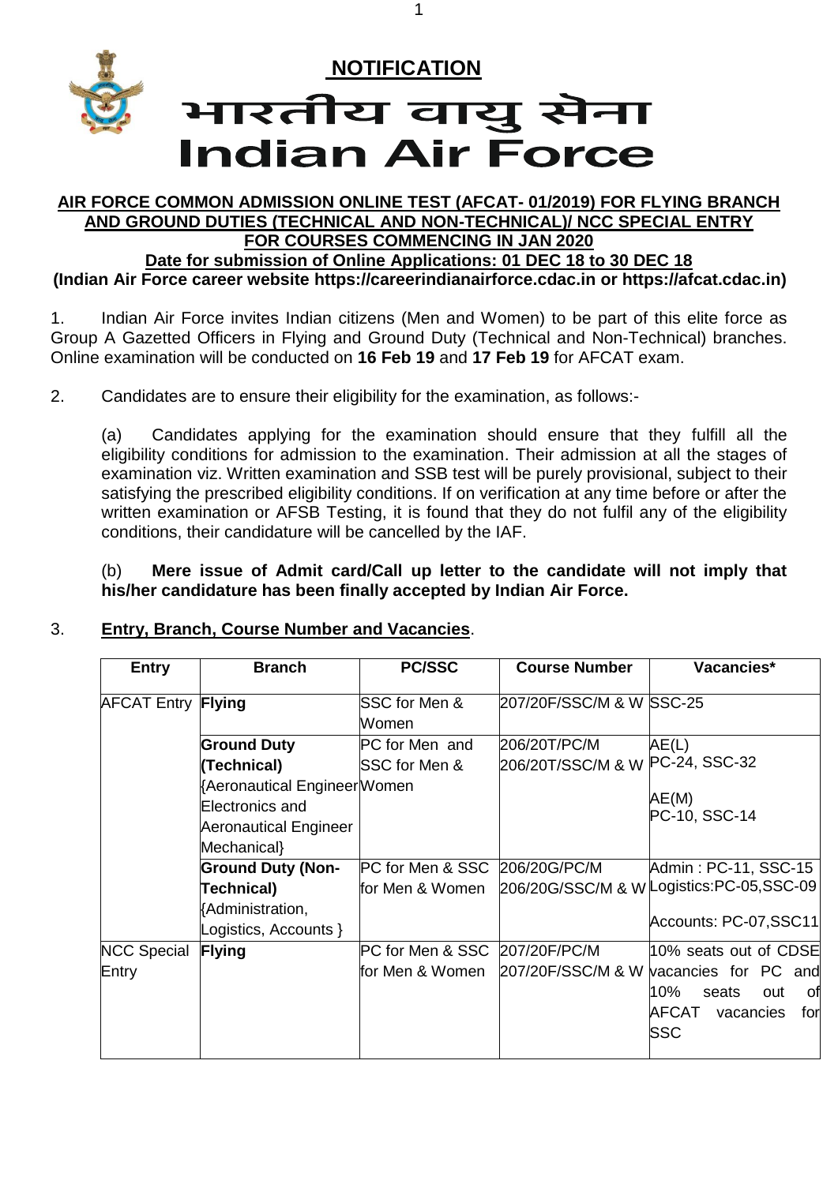**NOTIFICATION**

# भारतीय वायु सेना
# Indian Air Force

**AIR FORCE COMMON ADMISSION ONLINE TEST (AFCAT- 01/2019) FOR FLYING BRANCH AND GROUND DUTIES (TECHNICAL AND NON-TECHNICAL)/ NCC SPECIAL ENTRY FOR COURSES COMMENCING IN JAN 2020**

**Date for submission of Online Applications: 01 DEC 18 to 30 DEC 18**

**(Indian Air Force career website https://careerindianairforce.cdac.in or https://afcat.cdac.in)**

1. Indian Air Force invites Indian citizens (Men and Women) to be part of this elite force as Group A Gazetted Officers in Flying and Ground Duty (Technical and Non-Technical) branches. Online examination will be conducted on **16 Feb 19** and **17 Feb 19** for AFCAT exam.

2. Candidates are to ensure their eligibility for the examination, as follows:-

(a) Candidates applying for the examination should ensure that they fulfill all the eligibility conditions for admission to the examination. Their admission at all the stages of examination viz. Written examination and SSB test will be purely provisional, subject to their satisfying the prescribed eligibility conditions. If on verification at any time before or after the written examination or AFSB Testing, it is found that they do not fulfil any of the eligibility conditions, their candidature will be cancelled by the IAF.

(b) **Mere issue of Admit card/Call up letter to the candidate will not imply that his/her candidature has been finally accepted by Indian Air Force.**

3. **Entry, Branch, Course Number and Vacancies**.

| Entry | Branch | PC/SSC | Course Number | Vacancies* |
|---|---|---|---|---|
| AFCAT Entry | **Flying** | SSC for Men & Women | 207/20F/SSC/M & W | SSC-25 |
| | **Ground Duty (Technical)** {Aeronautical Engineer Electronics and Aeronautical Engineer Mechanical} | PC for Men and SSC for Men & Women | 206/20T/PC/M 206/20T/SSC/M & W | AE(L) PC-24, SSC-32<br>AE(M) PC-10, SSC-14 |
| | **Ground Duty (Non-Technical)** {Administration, Logistics, Accounts } | PC for Men & SSC for Men & Women | 206/20G/PC/M 206/20G/SSC/M & W | Admin : PC-11, SSC-15 Logistics:PC-05,SSC-09<br>Accounts: PC-07,SSC11 |
| NCC Special Entry | **Flying** | PC for Men & SSC for Men & Women | 207/20F/PC/M 207/20F/SSC/M & W | 10% seats out of CDSE vacancies for PC and 10% seats out of AFCAT vacancies for SSC |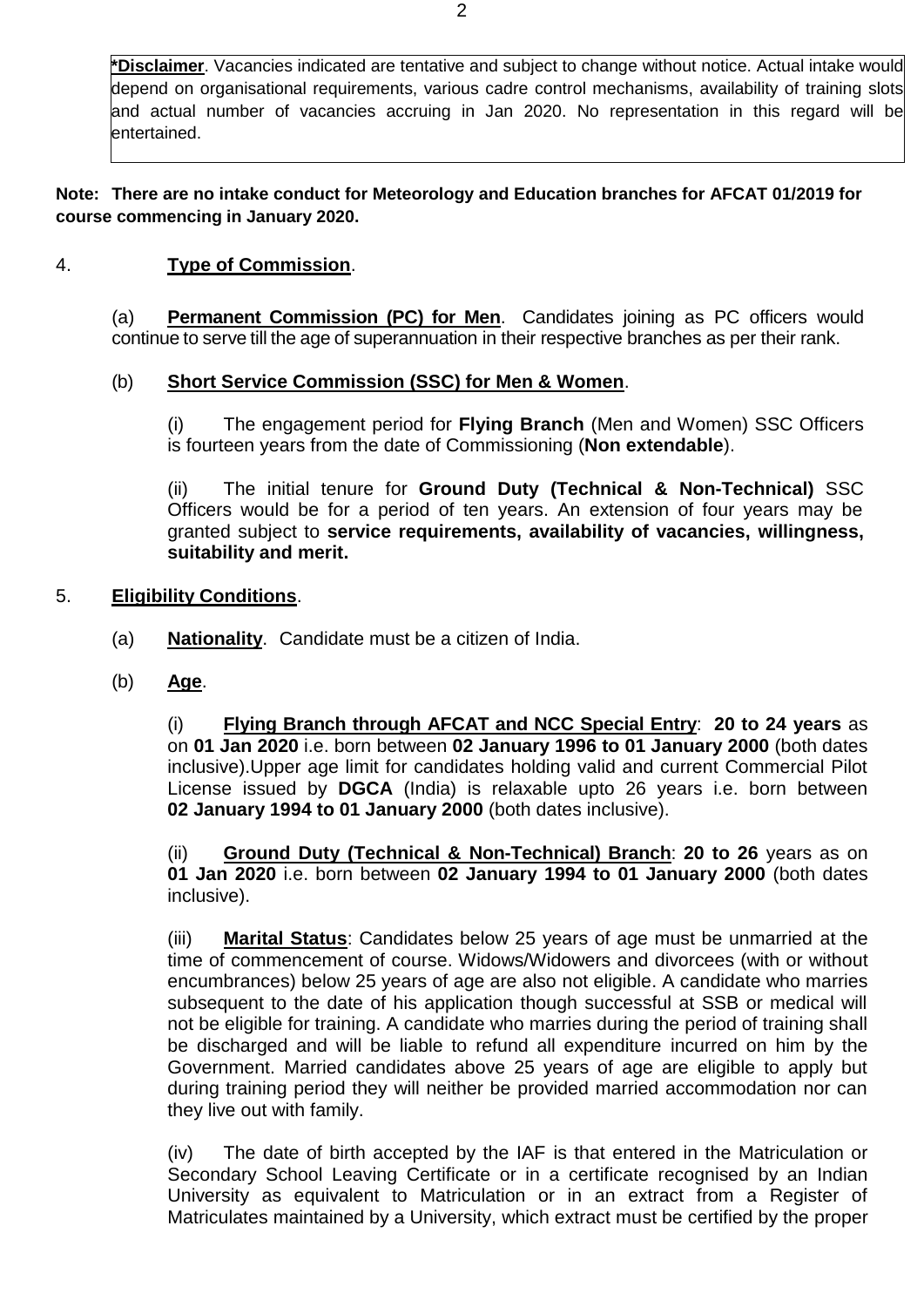**\*Disclaimer**. Vacancies indicated are tentative and subject to change without notice. Actual intake would depend on organisational requirements, various cadre control mechanisms, availability of training slots and actual number of vacancies accruing in Jan 2020. No representation in this regard will be entertained.

**Note: There are no intake conduct for Meteorology and Education branches for AFCAT 01/2019 for course commencing in January 2020.**

4. **Type of Commission**.

(a) **Permanent Commission (PC) for Men**. Candidates joining as PC officers would continue to serve till the age of superannuation in their respective branches as per their rank.

(b) **Short Service Commission (SSC) for Men & Women**.

(i) The engagement period for **Flying Branch** (Men and Women) SSC Officers is fourteen years from the date of Commissioning (**Non extendable**).

(ii) The initial tenure for **Ground Duty (Technical & Non-Technical)** SSC Officers would be for a period of ten years. An extension of four years may be granted subject to **service requirements, availability of vacancies, willingness, suitability and merit.**

5. **Eligibility Conditions**.

(a) **Nationality**. Candidate must be a citizen of India.

(b) **Age**.

(i) **Flying Branch through AFCAT and NCC Special Entry**: **20 to 24 years** as on **01 Jan 2020** i.e. born between **02 January 1996 to 01 January 2000** (both dates inclusive).Upper age limit for candidates holding valid and current Commercial Pilot License issued by **DGCA** (India) is relaxable upto 26 years i.e. born between **02 January 1994 to 01 January 2000** (both dates inclusive).

(ii) **Ground Duty (Technical & Non-Technical) Branch**: **20 to 26** years as on **01 Jan 2020** i.e. born between **02 January 1994 to 01 January 2000** (both dates inclusive).

(iii) **Marital Status**: Candidates below 25 years of age must be unmarried at the time of commencement of course. Widows/Widowers and divorcees (with or without encumbrances) below 25 years of age are also not eligible. A candidate who marries subsequent to the date of his application though successful at SSB or medical will not be eligible for training. A candidate who marries during the period of training shall be discharged and will be liable to refund all expenditure incurred on him by the Government. Married candidates above 25 years of age are eligible to apply but during training period they will neither be provided married accommodation nor can they live out with family.

(iv) The date of birth accepted by the IAF is that entered in the Matriculation or Secondary School Leaving Certificate or in a certificate recognised by an Indian University as equivalent to Matriculation or in an extract from a Register of Matriculates maintained by a University, which extract must be certified by the proper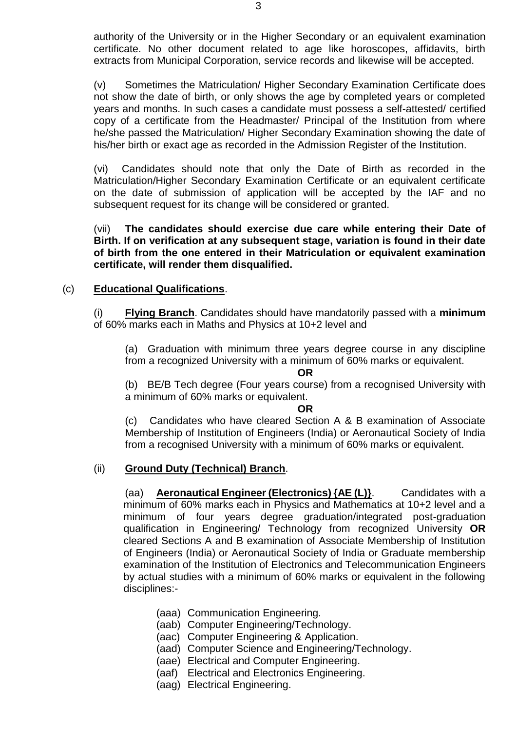authority of the University or in the Higher Secondary or an equivalent examination certificate. No other document related to age like horoscopes, affidavits, birth extracts from Municipal Corporation, service records and likewise will be accepted.

(v) Sometimes the Matriculation/ Higher Secondary Examination Certificate does not show the date of birth, or only shows the age by completed years or completed years and months. In such cases a candidate must possess a self-attested/ certified copy of a certificate from the Headmaster/ Principal of the Institution from where he/she passed the Matriculation/ Higher Secondary Examination showing the date of his/her birth or exact age as recorded in the Admission Register of the Institution.

(vi) Candidates should note that only the Date of Birth as recorded in the Matriculation/Higher Secondary Examination Certificate or an equivalent certificate on the date of submission of application will be accepted by the IAF and no subsequent request for its change will be considered or granted.

(vii) **The candidates should exercise due care while entering their Date of Birth. If on verification at any subsequent stage, variation is found in their date of birth from the one entered in their Matriculation or equivalent examination certificate, will render them disqualified.**

(c) **Educational Qualifications**.

(i) **Flying Branch**. Candidates should have mandatorily passed with a **minimum** of 60% marks each in Maths and Physics at 10+2 level and

(a) Graduation with minimum three years degree course in any discipline from a recognized University with a minimum of 60% marks or equivalent.

**OR**

(b) BE/B Tech degree (Four years course) from a recognised University with a minimum of 60% marks or equivalent.

**OR**

(c) Candidates who have cleared Section A & B examination of Associate Membership of Institution of Engineers (India) or Aeronautical Society of India from a recognised University with a minimum of 60% marks or equivalent.

(ii) **Ground Duty (Technical) Branch**.

(aa) **Aeronautical Engineer (Electronics) {AE (L)}**. Candidates with a minimum of 60% marks each in Physics and Mathematics at 10+2 level and a minimum of four years degree graduation/integrated post-graduation qualification in Engineering/ Technology from recognized University **OR** cleared Sections A and B examination of Associate Membership of Institution of Engineers (India) or Aeronautical Society of India or Graduate membership examination of the Institution of Electronics and Telecommunication Engineers by actual studies with a minimum of 60% marks or equivalent in the following disciplines:-

(aaa) Communication Engineering.
(aab) Computer Engineering/Technology.
(aac) Computer Engineering & Application.
(aad) Computer Science and Engineering/Technology.
(aae) Electrical and Computer Engineering.
(aaf) Electrical and Electronics Engineering.
(aag) Electrical Engineering.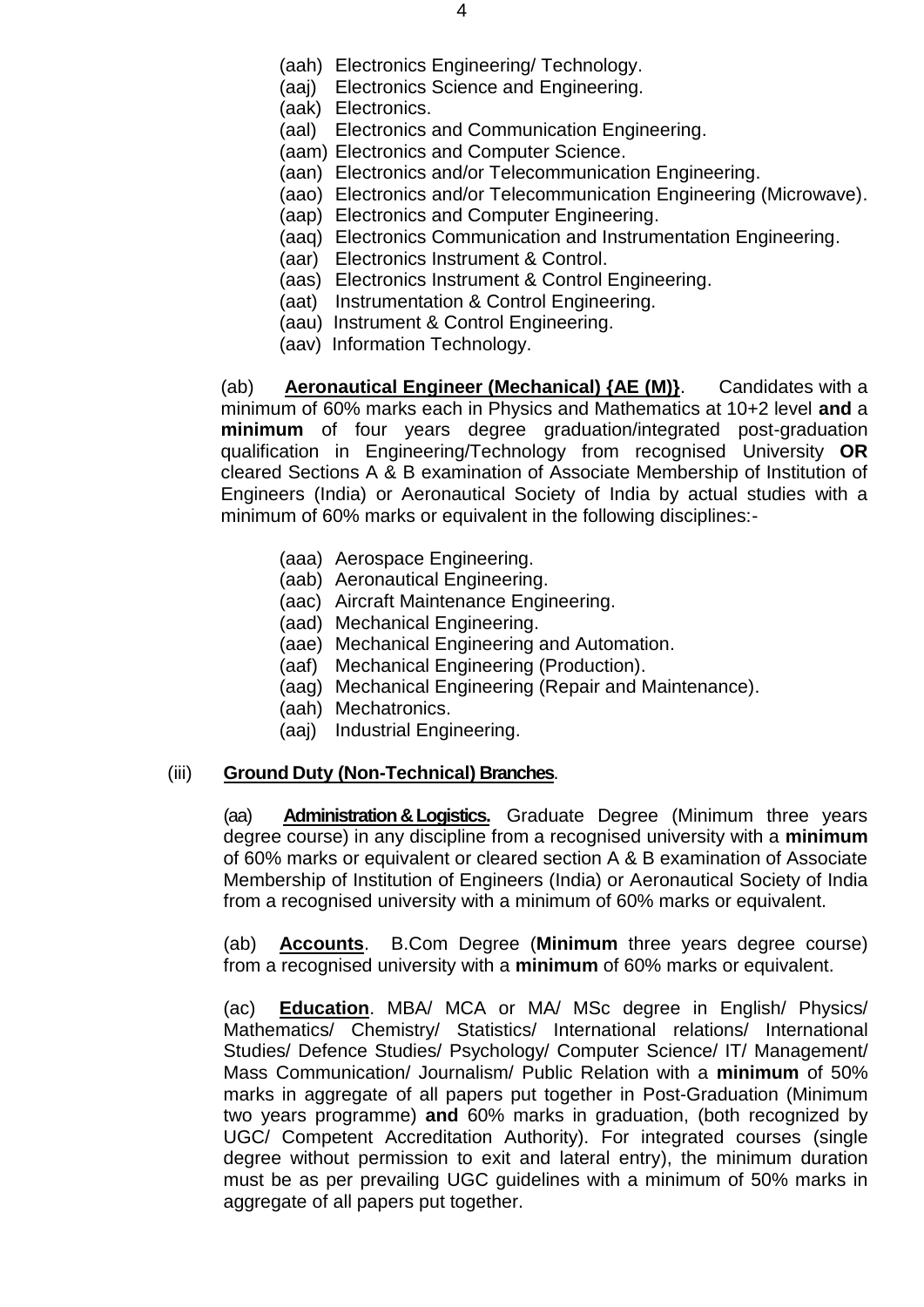(aah) Electronics Engineering/ Technology.
(aaj) Electronics Science and Engineering.
(aak) Electronics.
(aal) Electronics and Communication Engineering.
(aam) Electronics and Computer Science.
(aan) Electronics and/or Telecommunication Engineering.
(aao) Electronics and/or Telecommunication Engineering (Microwave).
(aap) Electronics and Computer Engineering.
(aaq) Electronics Communication and Instrumentation Engineering.
(aar) Electronics Instrument & Control.
(aas) Electronics Instrument & Control Engineering.
(aat) Instrumentation & Control Engineering.
(aau) Instrument & Control Engineering.
(aav) Information Technology.

(ab) **Aeronautical Engineer (Mechanical) {AE (M)}**. Candidates with a minimum of 60% marks each in Physics and Mathematics at 10+2 level **and** a **minimum** of four years degree graduation/integrated post-graduation qualification in Engineering/Technology from recognised University **OR** cleared Sections A & B examination of Associate Membership of Institution of Engineers (India) or Aeronautical Society of India by actual studies with a minimum of 60% marks or equivalent in the following disciplines:-

(aaa) Aerospace Engineering.
(aab) Aeronautical Engineering.
(aac) Aircraft Maintenance Engineering.
(aad) Mechanical Engineering.
(aae) Mechanical Engineering and Automation.
(aaf) Mechanical Engineering (Production).
(aag) Mechanical Engineering (Repair and Maintenance).
(aah) Mechatronics.
(aaj) Industrial Engineering.

(iii) **Ground Duty (Non-Technical) Branches**.

(aa) **Administration & Logistics.** Graduate Degree (Minimum three years degree course) in any discipline from a recognised university with a **minimum** of 60% marks or equivalent or cleared section A & B examination of Associate Membership of Institution of Engineers (India) or Aeronautical Society of India from a recognised university with a minimum of 60% marks or equivalent.

(ab) **Accounts**. B.Com Degree (**Minimum** three years degree course) from a recognised university with a **minimum** of 60% marks or equivalent.

(ac) **Education**. MBA/ MCA or MA/ MSc degree in English/ Physics/ Mathematics/ Chemistry/ Statistics/ International relations/ International Studies/ Defence Studies/ Psychology/ Computer Science/ IT/ Management/ Mass Communication/ Journalism/ Public Relation with a **minimum** of 50% marks in aggregate of all papers put together in Post-Graduation (Minimum two years programme) **and** 60% marks in graduation, (both recognized by UGC/ Competent Accreditation Authority). For integrated courses (single degree without permission to exit and lateral entry), the minimum duration must be as per prevailing UGC guidelines with a minimum of 50% marks in aggregate of all papers put together.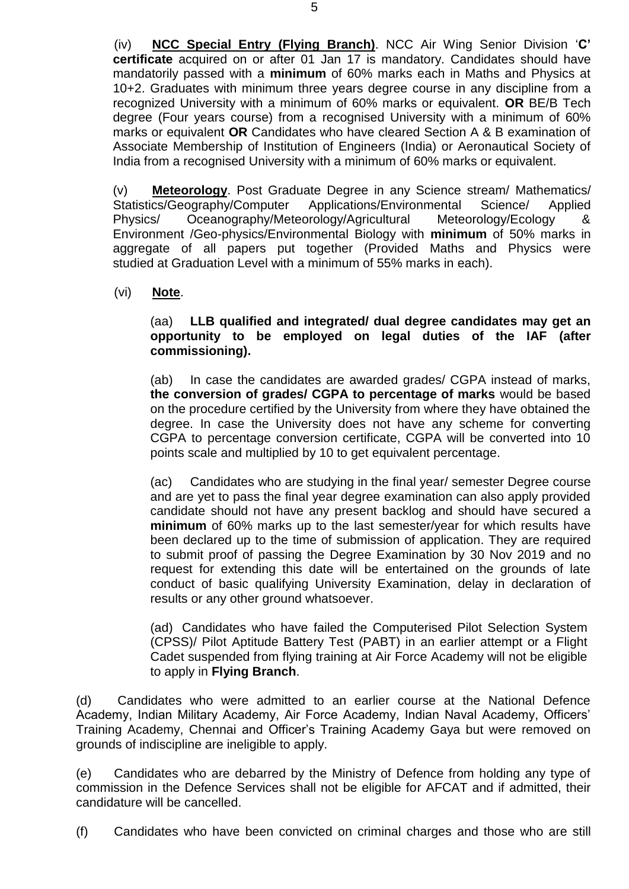(iv) **NCC Special Entry (Flying Branch)**. NCC Air Wing Senior Division '**C' certificate** acquired on or after 01 Jan 17 is mandatory. Candidates should have mandatorily passed with a **minimum** of 60% marks each in Maths and Physics at 10+2. Graduates with minimum three years degree course in any discipline from a recognized University with a minimum of 60% marks or equivalent. **OR** BE/B Tech degree (Four years course) from a recognised University with a minimum of 60% marks or equivalent **OR** Candidates who have cleared Section A & B examination of Associate Membership of Institution of Engineers (India) or Aeronautical Society of India from a recognised University with a minimum of 60% marks or equivalent.

(v) **Meteorology**. Post Graduate Degree in any Science stream/ Mathematics/ Statistics/Geography/Computer Applications/Environmental Science/ Applied Physics/ Oceanography/Meteorology/Agricultural Meteorology/Ecology & Environment /Geo-physics/Environmental Biology with **minimum** of 50% marks in aggregate of all papers put together (Provided Maths and Physics were studied at Graduation Level with a minimum of 55% marks in each).

(vi) **Note**.

(aa) **LLB qualified and integrated/ dual degree candidates may get an opportunity to be employed on legal duties of the IAF (after commissioning).**

(ab) In case the candidates are awarded grades/ CGPA instead of marks, **the conversion of grades/ CGPA to percentage of marks** would be based on the procedure certified by the University from where they have obtained the degree. In case the University does not have any scheme for converting CGPA to percentage conversion certificate, CGPA will be converted into 10 points scale and multiplied by 10 to get equivalent percentage.

(ac) Candidates who are studying in the final year/ semester Degree course and are yet to pass the final year degree examination can also apply provided candidate should not have any present backlog and should have secured a **minimum** of 60% marks up to the last semester/year for which results have been declared up to the time of submission of application. They are required to submit proof of passing the Degree Examination by 30 Nov 2019 and no request for extending this date will be entertained on the grounds of late conduct of basic qualifying University Examination, delay in declaration of results or any other ground whatsoever.

(ad) Candidates who have failed the Computerised Pilot Selection System (CPSS)/ Pilot Aptitude Battery Test (PABT) in an earlier attempt or a Flight Cadet suspended from flying training at Air Force Academy will not be eligible to apply in **Flying Branch**.

(d) Candidates who were admitted to an earlier course at the National Defence Academy, Indian Military Academy, Air Force Academy, Indian Naval Academy, Officers' Training Academy, Chennai and Officer's Training Academy Gaya but were removed on grounds of indiscipline are ineligible to apply.

(e) Candidates who are debarred by the Ministry of Defence from holding any type of commission in the Defence Services shall not be eligible for AFCAT and if admitted, their candidature will be cancelled.

(f) Candidates who have been convicted on criminal charges and those who are still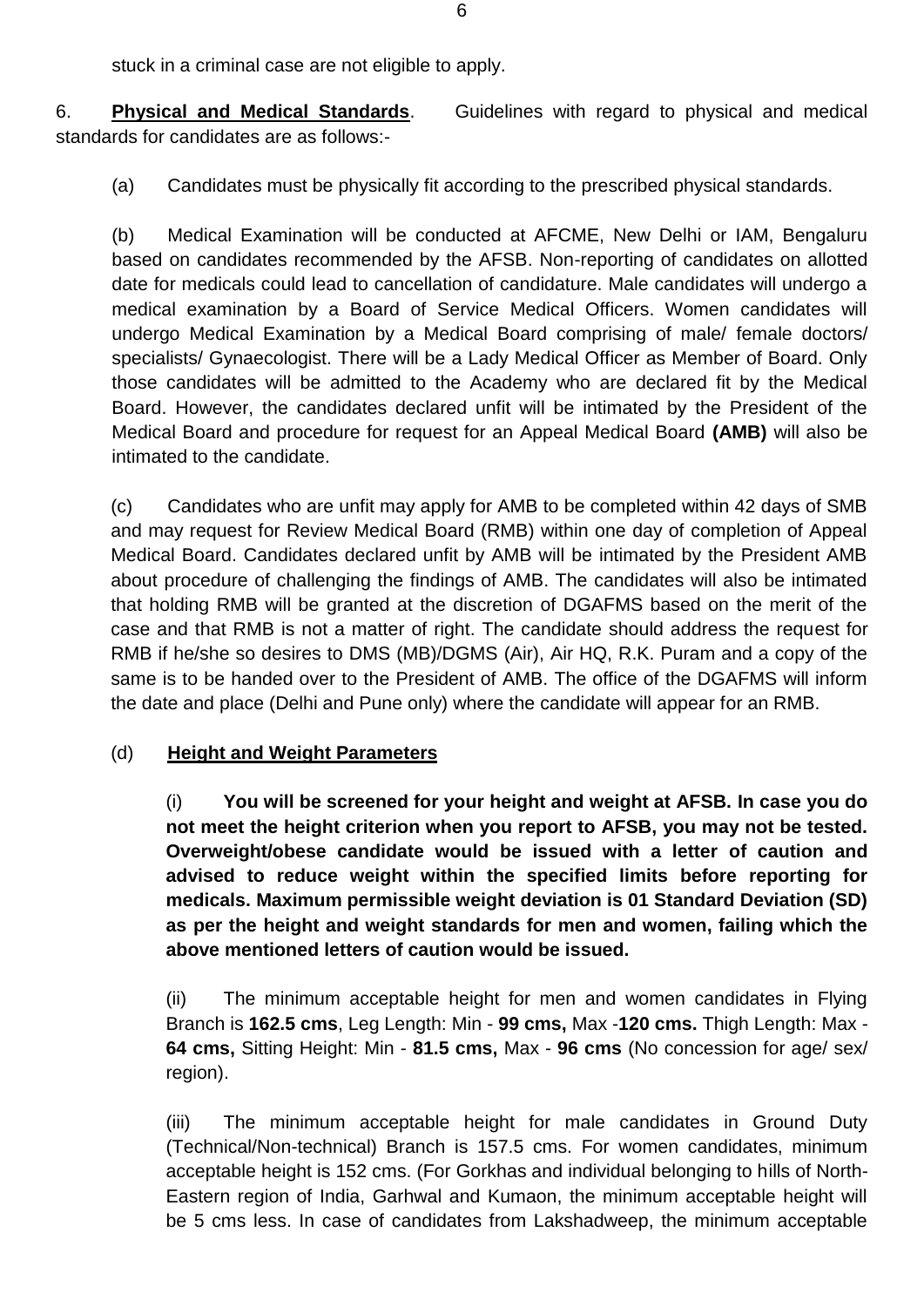stuck in a criminal case are not eligible to apply.

6. **Physical and Medical Standards**. Guidelines with regard to physical and medical standards for candidates are as follows:-

(a) Candidates must be physically fit according to the prescribed physical standards.

(b) Medical Examination will be conducted at AFCME, New Delhi or IAM, Bengaluru based on candidates recommended by the AFSB. Non-reporting of candidates on allotted date for medicals could lead to cancellation of candidature. Male candidates will undergo a medical examination by a Board of Service Medical Officers. Women candidates will undergo Medical Examination by a Medical Board comprising of male/ female doctors/ specialists/ Gynaecologist. There will be a Lady Medical Officer as Member of Board. Only those candidates will be admitted to the Academy who are declared fit by the Medical Board. However, the candidates declared unfit will be intimated by the President of the Medical Board and procedure for request for an Appeal Medical Board **(AMB)** will also be intimated to the candidate.

(c) Candidates who are unfit may apply for AMB to be completed within 42 days of SMB and may request for Review Medical Board (RMB) within one day of completion of Appeal Medical Board. Candidates declared unfit by AMB will be intimated by the President AMB about procedure of challenging the findings of AMB. The candidates will also be intimated that holding RMB will be granted at the discretion of DGAFMS based on the merit of the case and that RMB is not a matter of right. The candidate should address the request for RMB if he/she so desires to DMS (MB)/DGMS (Air), Air HQ, R.K. Puram and a copy of the same is to be handed over to the President of AMB. The office of the DGAFMS will inform the date and place (Delhi and Pune only) where the candidate will appear for an RMB.

(d) **Height and Weight Parameters**

(i) **You will be screened for your height and weight at AFSB. In case you do not meet the height criterion when you report to AFSB, you may not be tested. Overweight/obese candidate would be issued with a letter of caution and advised to reduce weight within the specified limits before reporting for medicals. Maximum permissible weight deviation is 01 Standard Deviation (SD) as per the height and weight standards for men and women, failing which the above mentioned letters of caution would be issued.**

(ii) The minimum acceptable height for men and women candidates in Flying Branch is **162.5 cms**, Leg Length: Min - **99 cms,** Max -**120 cms.** Thigh Length: Max - **64 cms,** Sitting Height: Min - **81.5 cms,** Max - **96 cms** (No concession for age/ sex/ region).

(iii) The minimum acceptable height for male candidates in Ground Duty (Technical/Non-technical) Branch is 157.5 cms. For women candidates, minimum acceptable height is 152 cms. (For Gorkhas and individual belonging to hills of North-Eastern region of India, Garhwal and Kumaon, the minimum acceptable height will be 5 cms less. In case of candidates from Lakshadweep, the minimum acceptable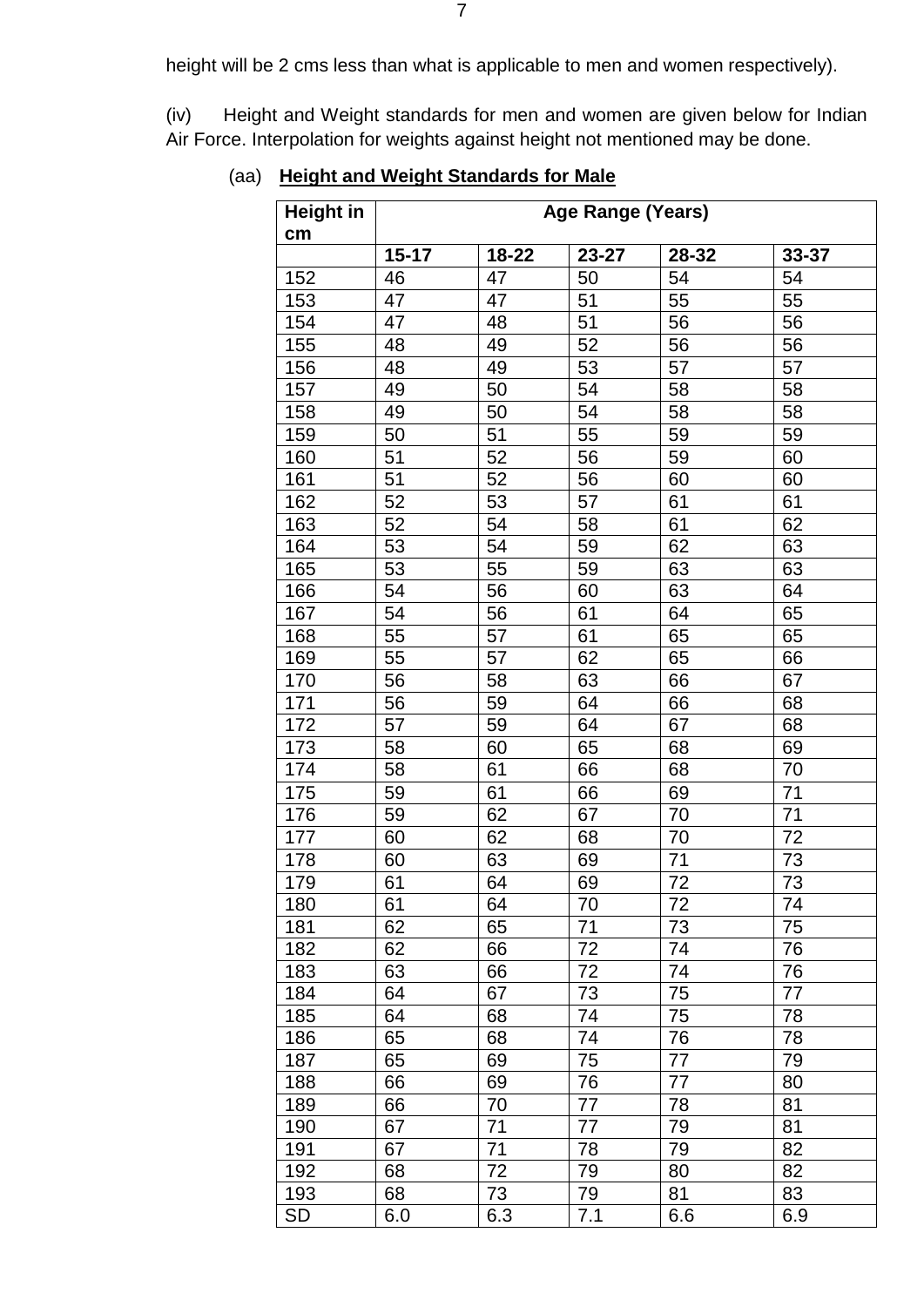height will be 2 cms less than what is applicable to men and women respectively).

(iv) Height and Weight standards for men and women are given below for Indian Air Force. Interpolation for weights against height not mentioned may be done.

(aa) **Height and Weight Standards for Male**

| **Height in cm** | **Age Range (Years)** | | | | |
|---|---|---|---|---|---|
| | **15-17** | **18-22** | **23-27** | **28-32** | **33-37** |
| 152 | 46 | 47 | 50 | 54 | 54 |
| 153 | 47 | 47 | 51 | 55 | 55 |
| 154 | 47 | 48 | 51 | 56 | 56 |
| 155 | 48 | 49 | 52 | 56 | 56 |
| 156 | 48 | 49 | 53 | 57 | 57 |
| 157 | 49 | 50 | 54 | 58 | 58 |
| 158 | 49 | 50 | 54 | 58 | 58 |
| 159 | 50 | 51 | 55 | 59 | 59 |
| 160 | 51 | 52 | 56 | 59 | 60 |
| 161 | 51 | 52 | 56 | 60 | 60 |
| 162 | 52 | 53 | 57 | 61 | 61 |
| 163 | 52 | 54 | 58 | 61 | 62 |
| 164 | 53 | 54 | 59 | 62 | 63 |
| 165 | 53 | 55 | 59 | 63 | 63 |
| 166 | 54 | 56 | 60 | 63 | 64 |
| 167 | 54 | 56 | 61 | 64 | 65 |
| 168 | 55 | 57 | 61 | 65 | 65 |
| 169 | 55 | 57 | 62 | 65 | 66 |
| 170 | 56 | 58 | 63 | 66 | 67 |
| 171 | 56 | 59 | 64 | 66 | 68 |
| 172 | 57 | 59 | 64 | 67 | 68 |
| 173 | 58 | 60 | 65 | 68 | 69 |
| 174 | 58 | 61 | 66 | 68 | 70 |
| 175 | 59 | 61 | 66 | 69 | 71 |
| 176 | 59 | 62 | 67 | 70 | 71 |
| 177 | 60 | 62 | 68 | 70 | 72 |
| 178 | 60 | 63 | 69 | 71 | 73 |
| 179 | 61 | 64 | 69 | 72 | 73 |
| 180 | 61 | 64 | 70 | 72 | 74 |
| 181 | 62 | 65 | 71 | 73 | 75 |
| 182 | 62 | 66 | 72 | 74 | 76 |
| 183 | 63 | 66 | 72 | 74 | 76 |
| 184 | 64 | 67 | 73 | 75 | 77 |
| 185 | 64 | 68 | 74 | 75 | 78 |
| 186 | 65 | 68 | 74 | 76 | 78 |
| 187 | 65 | 69 | 75 | 77 | 79 |
| 188 | 66 | 69 | 76 | 77 | 80 |
| 189 | 66 | 70 | 77 | 78 | 81 |
| 190 | 67 | 71 | 77 | 79 | 81 |
| 191 | 67 | 71 | 78 | 79 | 82 |
| 192 | 68 | 72 | 79 | 80 | 82 |
| 193 | 68 | 73 | 79 | 81 | 83 |
| SD | 6.0 | 6.3 | 7.1 | 6.6 | 6.9 |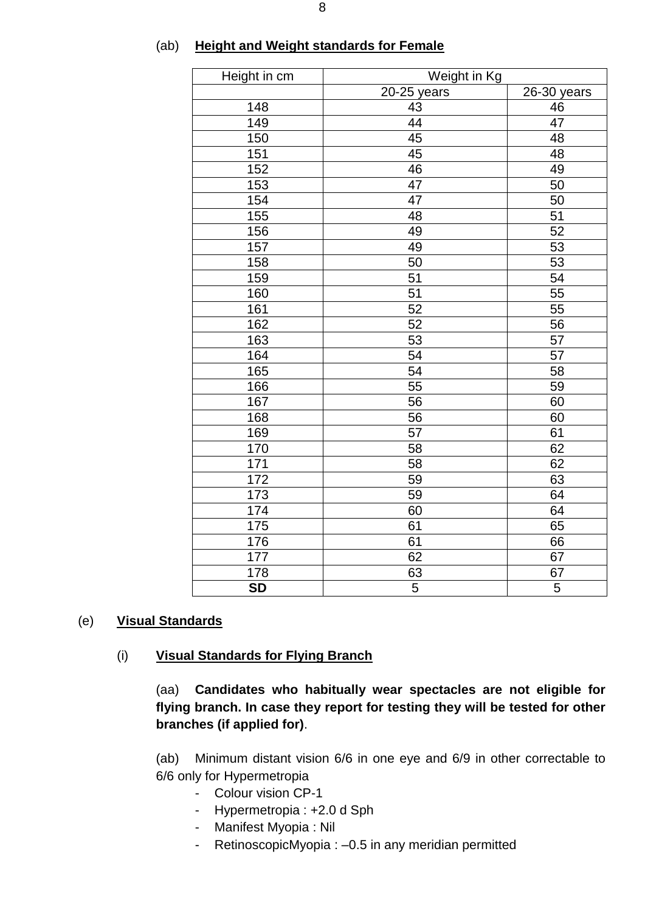(ab) **Height and Weight standards for Female**

| Height in cm | Weight in Kg | |
|---|---|---|
| | 20-25 years | 26-30 years |
| 148 | 43 | 46 |
| 149 | 44 | 47 |
| 150 | 45 | 48 |
| 151 | 45 | 48 |
| 152 | 46 | 49 |
| 153 | 47 | 50 |
| 154 | 47 | 50 |
| 155 | 48 | 51 |
| 156 | 49 | 52 |
| 157 | 49 | 53 |
| 158 | 50 | 53 |
| 159 | 51 | 54 |
| 160 | 51 | 55 |
| 161 | 52 | 55 |
| 162 | 52 | 56 |
| 163 | 53 | 57 |
| 164 | 54 | 57 |
| 165 | 54 | 58 |
| 166 | 55 | 59 |
| 167 | 56 | 60 |
| 168 | 56 | 60 |
| 169 | 57 | 61 |
| 170 | 58 | 62 |
| 171 | 58 | 62 |
| 172 | 59 | 63 |
| 173 | 59 | 64 |
| 174 | 60 | 64 |
| 175 | 61 | 65 |
| 176 | 61 | 66 |
| 177 | 62 | 67 |
| 178 | 63 | 67 |
| **SD** | 5 | 5 |

(e) **Visual Standards**

(i) **Visual Standards for Flying Branch**

(aa) **Candidates who habitually wear spectacles are not eligible for flying branch. In case they report for testing they will be tested for other branches (if applied for)**.

(ab) Minimum distant vision 6/6 in one eye and 6/9 in other correctable to 6/6 only for Hypermetropia

- Colour vision CP-1
- Hypermetropia : +2.0 d Sph
- Manifest Myopia : Nil
- RetinoscopicMyopia : –0.5 in any meridian permitted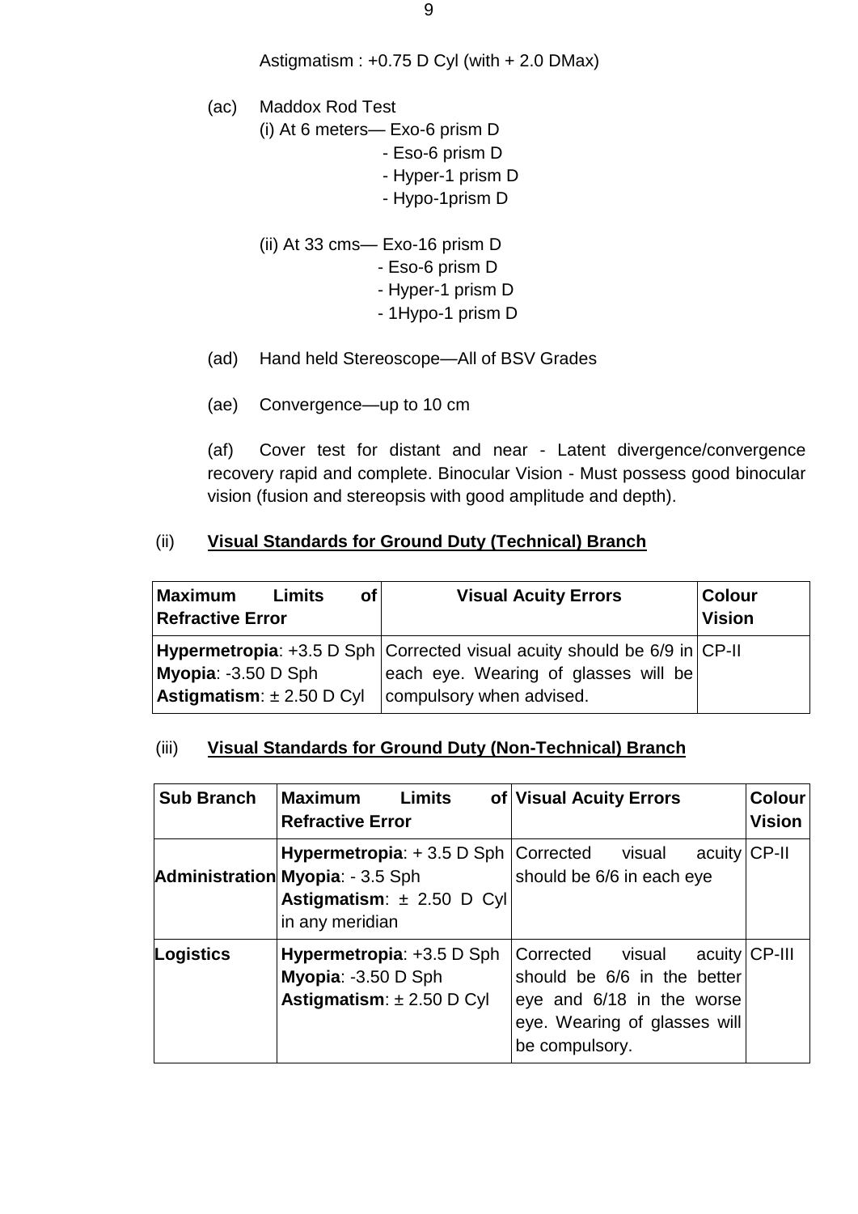Astigmatism : +0.75 D Cyl (with + 2.0 DMax)

(ac) Maddox Rod Test

(i) At 6 meters— Exo-6 prism D
- Eso-6 prism D
- Hyper-1 prism D
- Hypo-1prism D

(ii) At 33 cms— Exo-16 prism D
- Eso-6 prism D
- Hyper-1 prism D
- 1Hypo-1 prism D

(ad) Hand held Stereoscope—All of BSV Grades

(ae) Convergence—up to 10 cm

(af) Cover test for distant and near - Latent divergence/convergence recovery rapid and complete. Binocular Vision - Must possess good binocular vision (fusion and stereopsis with good amplitude and depth).

(ii) **Visual Standards for Ground Duty (Technical) Branch**

| **Maximum Limits of Refractive Error** | **Visual Acuity Errors** | **Colour Vision** |
|---|---|---|
| **Hypermetropia**: +3.5 D Sph<br>**Myopia**: -3.50 D Sph<br>**Astigmatism**: ± 2.50 D Cyl | Corrected visual acuity should be 6/9 in each eye. Wearing of glasses will be compulsory when advised. | CP-II |

(iii) **Visual Standards for Ground Duty (Non-Technical) Branch**

| **Sub Branch** | **Maximum Limits of Refractive Error** | **Visual Acuity Errors** | **Colour Vision** |
|---|---|---|---|
| **Administration** | **Hypermetropia**: + 3.5 D Sph<br>**Myopia**: - 3.5 Sph<br>**Astigmatism**: ± 2.50 D Cyl in any meridian | Corrected visual acuity should be 6/6 in each eye | CP-II |
| **Logistics** | **Hypermetropia**: +3.5 D Sph<br>**Myopia**: -3.50 D Sph<br>**Astigmatism**: ± 2.50 D Cyl | Corrected visual acuity should be 6/6 in the better eye and 6/18 in the worse eye. Wearing of glasses will be compulsory. | CP-III |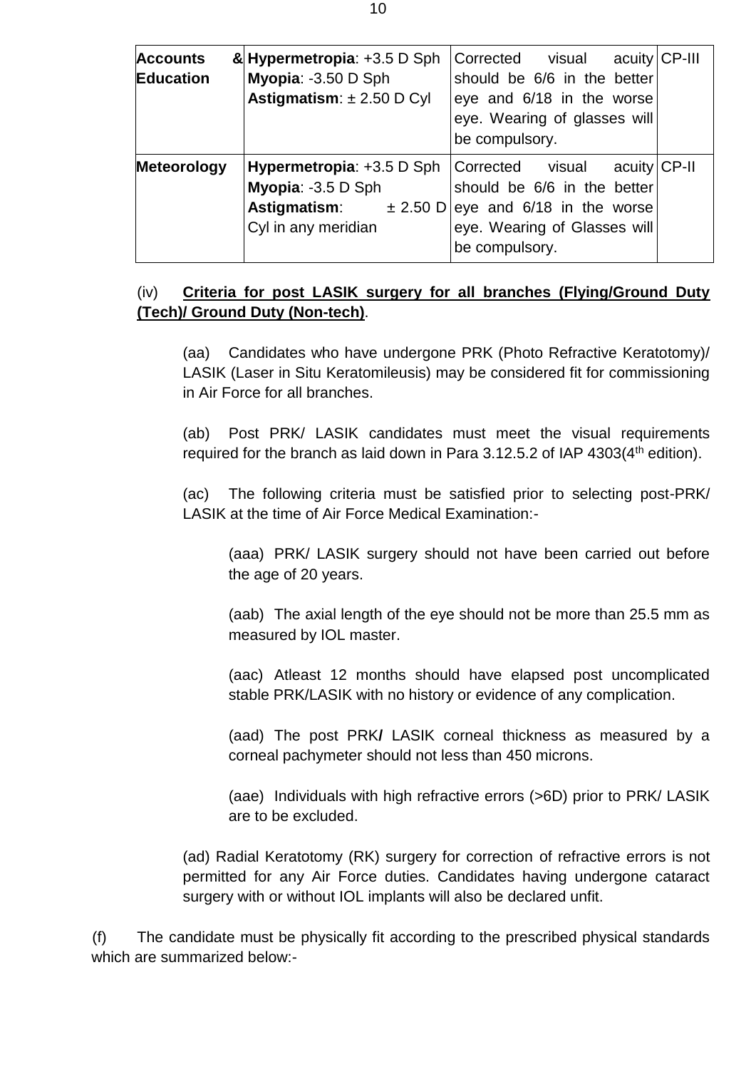| **Accounts & Education** | **Hypermetropia**: +3.5 D Sph<br>**Myopia**: -3.50 D Sph<br>**Astigmatism**: ± 2.50 D Cyl | Corrected visual acuity should be 6/6 in the better eye and 6/18 in the worse eye. Wearing of glasses will be compulsory. | CP-III |
|---|---|---|---|
| **Meteorology** | **Hypermetropia**: +3.5 D Sph<br>**Myopia**: -3.5 D Sph<br>**Astigmatism**: ± 2.50 D Cyl in any meridian | Corrected visual acuity should be 6/6 in the better eye and 6/18 in the worse eye. Wearing of Glasses will be compulsory. | CP-II |

(iv) **<u>Criteria for post LASIK surgery for all branches (Flying/Ground Duty (Tech)/ Ground Duty (Non-tech)</u>**.

(aa) Candidates who have undergone PRK (Photo Refractive Keratotomy)/ LASIK (Laser in Situ Keratomileusis) may be considered fit for commissioning in Air Force for all branches.

(ab) Post PRK/ LASIK candidates must meet the visual requirements required for the branch as laid down in Para 3.12.5.2 of IAP 4303(4th edition).

(ac) The following criteria must be satisfied prior to selecting post-PRK/ LASIK at the time of Air Force Medical Examination:-

(aaa) PRK/ LASIK surgery should not have been carried out before the age of 20 years.

(aab) The axial length of the eye should not be more than 25.5 mm as measured by IOL master.

(aac) Atleast 12 months should have elapsed post uncomplicated stable PRK/LASIK with no history or evidence of any complication.

(aad) The post PRK/ LASIK corneal thickness as measured by a corneal pachymeter should not less than 450 microns.

(aae) Individuals with high refractive errors (>6D) prior to PRK/ LASIK are to be excluded.

(ad) Radial Keratotomy (RK) surgery for correction of refractive errors is not permitted for any Air Force duties. Candidates having undergone cataract surgery with or without IOL implants will also be declared unfit.

(f) The candidate must be physically fit according to the prescribed physical standards which are summarized below:-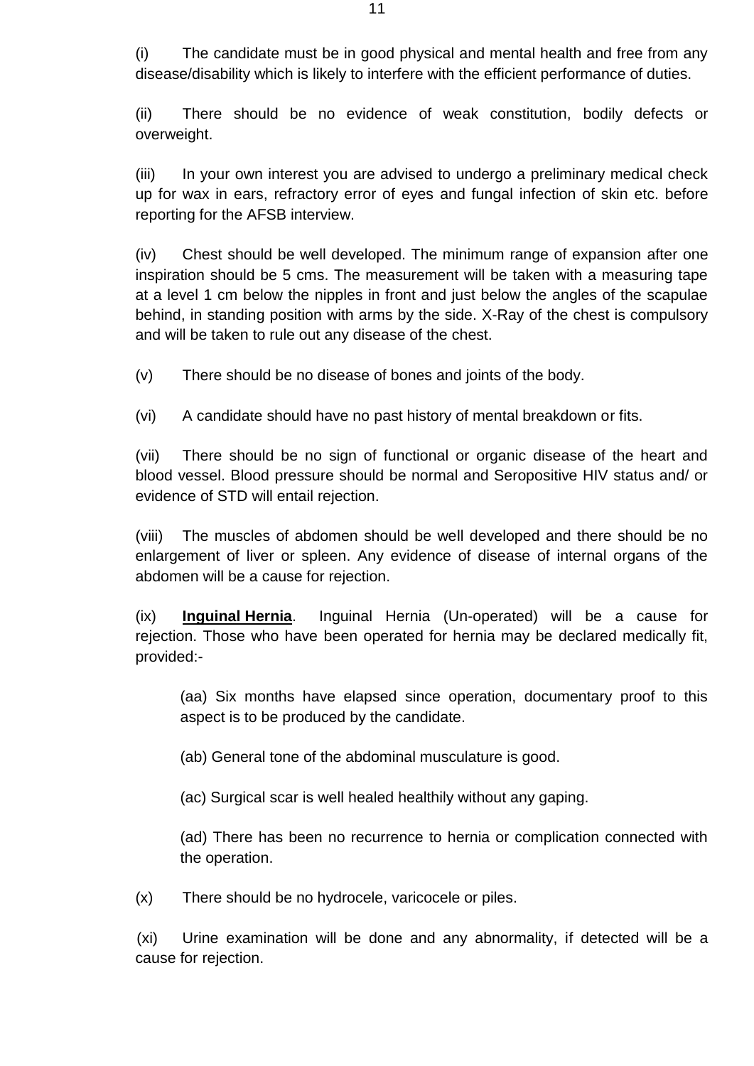(i) The candidate must be in good physical and mental health and free from any disease/disability which is likely to interfere with the efficient performance of duties.

(ii) There should be no evidence of weak constitution, bodily defects or overweight.

(iii) In your own interest you are advised to undergo a preliminary medical check up for wax in ears, refractory error of eyes and fungal infection of skin etc. before reporting for the AFSB interview.

(iv) Chest should be well developed. The minimum range of expansion after one inspiration should be 5 cms. The measurement will be taken with a measuring tape at a level 1 cm below the nipples in front and just below the angles of the scapulae behind, in standing position with arms by the side. X-Ray of the chest is compulsory and will be taken to rule out any disease of the chest.

(v) There should be no disease of bones and joints of the body.

(vi) A candidate should have no past history of mental breakdown or fits.

(vii) There should be no sign of functional or organic disease of the heart and blood vessel. Blood pressure should be normal and Seropositive HIV status and/ or evidence of STD will entail rejection.

(viii) The muscles of abdomen should be well developed and there should be no enlargement of liver or spleen. Any evidence of disease of internal organs of the abdomen will be a cause for rejection.

(ix) **Inguinal Hernia**. Inguinal Hernia (Un-operated) will be a cause for rejection. Those who have been operated for hernia may be declared medically fit, provided:-

(aa) Six months have elapsed since operation, documentary proof to this aspect is to be produced by the candidate.

(ab) General tone of the abdominal musculature is good.

(ac) Surgical scar is well healed healthily without any gaping.

(ad) There has been no recurrence to hernia or complication connected with the operation.

(x) There should be no hydrocele, varicocele or piles.

(xi) Urine examination will be done and any abnormality, if detected will be a cause for rejection.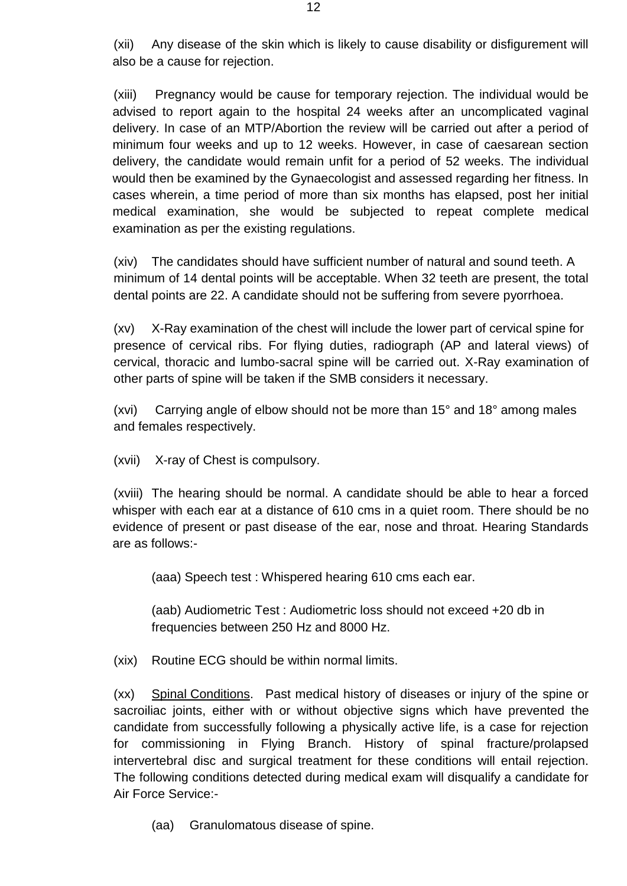(xii) Any disease of the skin which is likely to cause disability or disfigurement will also be a cause for rejection.

(xiii) Pregnancy would be cause for temporary rejection. The individual would be advised to report again to the hospital 24 weeks after an uncomplicated vaginal delivery. In case of an MTP/Abortion the review will be carried out after a period of minimum four weeks and up to 12 weeks. However, in case of caesarean section delivery, the candidate would remain unfit for a period of 52 weeks. The individual would then be examined by the Gynaecologist and assessed regarding her fitness. In cases wherein, a time period of more than six months has elapsed, post her initial medical examination, she would be subjected to repeat complete medical examination as per the existing regulations.

(xiv) The candidates should have sufficient number of natural and sound teeth. A minimum of 14 dental points will be acceptable. When 32 teeth are present, the total dental points are 22. A candidate should not be suffering from severe pyorrhoea.

(xv) X-Ray examination of the chest will include the lower part of cervical spine for presence of cervical ribs. For flying duties, radiograph (AP and lateral views) of cervical, thoracic and lumbo-sacral spine will be carried out. X-Ray examination of other parts of spine will be taken if the SMB considers it necessary.

(xvi) Carrying angle of elbow should not be more than 15° and 18° among males and females respectively.

(xvii) X-ray of Chest is compulsory.

(xviii) The hearing should be normal. A candidate should be able to hear a forced whisper with each ear at a distance of 610 cms in a quiet room. There should be no evidence of present or past disease of the ear, nose and throat. Hearing Standards are as follows:-

(aaa) Speech test : Whispered hearing 610 cms each ear.

(aab) Audiometric Test : Audiometric loss should not exceed +20 db in frequencies between 250 Hz and 8000 Hz.

(xix) Routine ECG should be within normal limits.

(xx) Spinal Conditions. Past medical history of diseases or injury of the spine or sacroiliac joints, either with or without objective signs which have prevented the candidate from successfully following a physically active life, is a case for rejection for commissioning in Flying Branch. History of spinal fracture/prolapsed intervertebral disc and surgical treatment for these conditions will entail rejection. The following conditions detected during medical exam will disqualify a candidate for Air Force Service:-

(aa) Granulomatous disease of spine.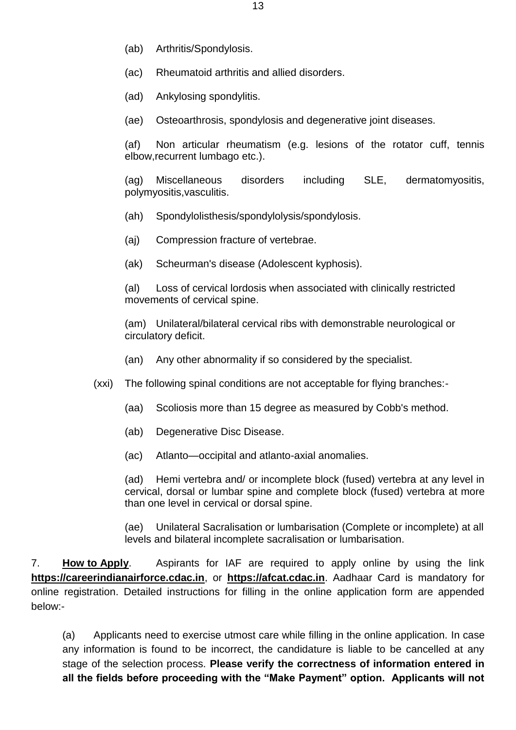(ab) Arthritis/Spondylosis.

(ac) Rheumatoid arthritis and allied disorders.

(ad) Ankylosing spondylitis.

(ae) Osteoarthrosis, spondylosis and degenerative joint diseases.

(af) Non articular rheumatism (e.g. lesions of the rotator cuff, tennis elbow,recurrent lumbago etc.).

(ag) Miscellaneous disorders including SLE, dermatomyositis, polymyositis,vasculitis.

(ah) Spondylolisthesis/spondylolysis/spondylosis.

(aj) Compression fracture of vertebrae.

(ak) Scheurman's disease (Adolescent kyphosis).

(al) Loss of cervical lordosis when associated with clinically restricted movements of cervical spine.

(am) Unilateral/bilateral cervical ribs with demonstrable neurological or circulatory deficit.

(an) Any other abnormality if so considered by the specialist.

(xxi) The following spinal conditions are not acceptable for flying branches:-

(aa) Scoliosis more than 15 degree as measured by Cobb's method.

(ab) Degenerative Disc Disease.

(ac) Atlanto—occipital and atlanto-axial anomalies.

(ad) Hemi vertebra and/ or incomplete block (fused) vertebra at any level in cervical, dorsal or lumbar spine and complete block (fused) vertebra at more than one level in cervical or dorsal spine.

(ae) Unilateral Sacralisation or lumbarisation (Complete or incomplete) at all levels and bilateral incomplete sacralisation or lumbarisation.

7. **How to Apply**. Aspirants for IAF are required to apply online by using the link **https://careerindianairforce.cdac.in**, or **https://afcat.cdac.in**. Aadhaar Card is mandatory for online registration. Detailed instructions for filling in the online application form are appended below:-

(a) Applicants need to exercise utmost care while filling in the online application. In case any information is found to be incorrect, the candidature is liable to be cancelled at any stage of the selection process. **Please verify the correctness of information entered in all the fields before proceeding with the "Make Payment" option. Applicants will not**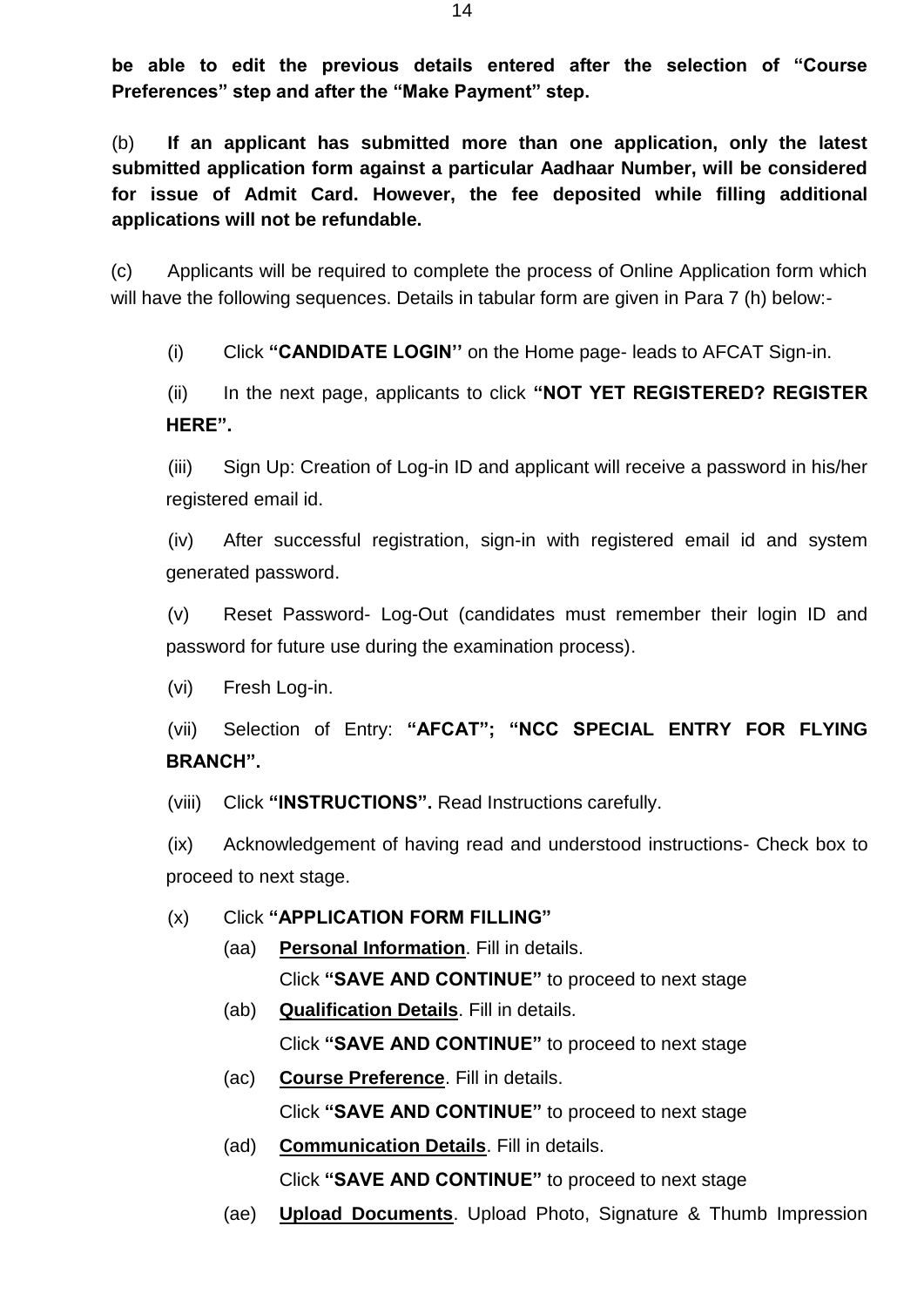**be able to edit the previous details entered after the selection of "Course Preferences" step and after the "Make Payment" step.**

(b) **If an applicant has submitted more than one application, only the latest submitted application form against a particular Aadhaar Number, will be considered for issue of Admit Card. However, the fee deposited while filling additional applications will not be refundable.**

(c) Applicants will be required to complete the process of Online Application form which will have the following sequences. Details in tabular form are given in Para 7 (h) below:-

(i) Click **"CANDIDATE LOGIN''** on the Home page- leads to AFCAT Sign-in.

(ii) In the next page, applicants to click **"NOT YET REGISTERED? REGISTER HERE".**

(iii) Sign Up: Creation of Log-in ID and applicant will receive a password in his/her registered email id.

(iv) After successful registration, sign-in with registered email id and system generated password.

(v) Reset Password- Log-Out (candidates must remember their login ID and password for future use during the examination process).

(vi) Fresh Log-in.

(vii) Selection of Entry: **"AFCAT"; "NCC SPECIAL ENTRY FOR FLYING BRANCH".**

(viii) Click **"INSTRUCTIONS".** Read Instructions carefully.

(ix) Acknowledgement of having read and understood instructions- Check box to proceed to next stage.

(x) Click **"APPLICATION FORM FILLING"**

(aa) **<u>Personal Information</u>**. Fill in details.
Click **"SAVE AND CONTINUE"** to proceed to next stage

(ab) **<u>Qualification Details</u>**. Fill in details.
Click **"SAVE AND CONTINUE"** to proceed to next stage

(ac) **<u>Course Preference</u>**. Fill in details.
Click **"SAVE AND CONTINUE"** to proceed to next stage

(ad) **<u>Communication Details</u>**. Fill in details.
Click **"SAVE AND CONTINUE"** to proceed to next stage

(ae) **<u>Upload Documents</u>**. Upload Photo, Signature & Thumb Impression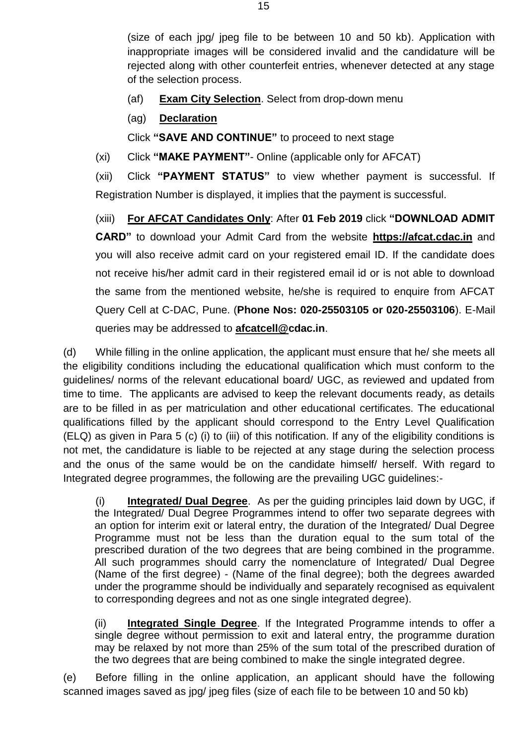(size of each jpg/ jpeg file to be between 10 and 50 kb). Application with inappropriate images will be considered invalid and the candidature will be rejected along with other counterfeit entries, whenever detected at any stage of the selection process.

(af) **Exam City Selection**. Select from drop-down menu

(ag) **Declaration**

Click **"SAVE AND CONTINUE"** to proceed to next stage

(xi) Click **"MAKE PAYMENT"**- Online (applicable only for AFCAT)

(xii) Click **"PAYMENT STATUS"** to view whether payment is successful. If Registration Number is displayed, it implies that the payment is successful.

(xiii) **For AFCAT Candidates Only**: After **01 Feb 2019** click **"DOWNLOAD ADMIT CARD"** to download your Admit Card from the website **https://afcat.cdac.in** and you will also receive admit card on your registered email ID. If the candidate does not receive his/her admit card in their registered email id or is not able to download the same from the mentioned website, he/she is required to enquire from AFCAT Query Cell at C-DAC, Pune. (**Phone Nos: 020-25503105 or 020-25503106**). E-Mail queries may be addressed to **afcatcell@cdac.in**.

(d) While filling in the online application, the applicant must ensure that he/ she meets all the eligibility conditions including the educational qualification which must conform to the guidelines/ norms of the relevant educational board/ UGC, as reviewed and updated from time to time. The applicants are advised to keep the relevant documents ready, as details are to be filled in as per matriculation and other educational certificates. The educational qualifications filled by the applicant should correspond to the Entry Level Qualification (ELQ) as given in Para 5 (c) (i) to (iii) of this notification. If any of the eligibility conditions is not met, the candidature is liable to be rejected at any stage during the selection process and the onus of the same would be on the candidate himself/ herself. With regard to Integrated degree programmes, the following are the prevailing UGC guidelines:-

(i) **Integrated/ Dual Degree**. As per the guiding principles laid down by UGC, if the Integrated/ Dual Degree Programmes intend to offer two separate degrees with an option for interim exit or lateral entry, the duration of the Integrated/ Dual Degree Programme must not be less than the duration equal to the sum total of the prescribed duration of the two degrees that are being combined in the programme. All such programmes should carry the nomenclature of Integrated/ Dual Degree (Name of the first degree) - (Name of the final degree); both the degrees awarded under the programme should be individually and separately recognised as equivalent to corresponding degrees and not as one single integrated degree).

(ii) **Integrated Single Degree**. If the Integrated Programme intends to offer a single degree without permission to exit and lateral entry, the programme duration may be relaxed by not more than 25% of the sum total of the prescribed duration of the two degrees that are being combined to make the single integrated degree.

(e) Before filling in the online application, an applicant should have the following scanned images saved as jpg/ jpeg files (size of each file to be between 10 and 50 kb)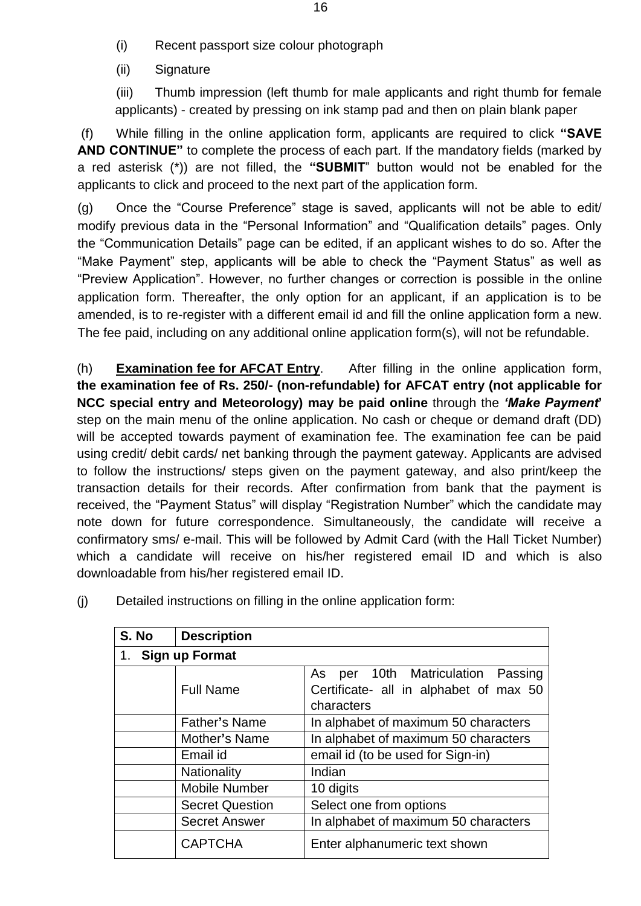(i) Recent passport size colour photograph

(ii) Signature

(iii) Thumb impression (left thumb for male applicants and right thumb for female applicants) - created by pressing on ink stamp pad and then on plain blank paper

(f) While filling in the online application form, applicants are required to click **"SAVE AND CONTINUE"** to complete the process of each part. If the mandatory fields (marked by a red asterisk (*)) are not filled, the **"SUBMIT"** button would not be enabled for the applicants to click and proceed to the next part of the application form.

(g) Once the "Course Preference" stage is saved, applicants will not be able to edit/ modify previous data in the "Personal Information" and "Qualification details" pages. Only the "Communication Details" page can be edited, if an applicant wishes to do so. After the "Make Payment" step, applicants will be able to check the "Payment Status" as well as "Preview Application". However, no further changes or correction is possible in the online application form. Thereafter, the only option for an applicant, if an application is to be amended, is to re-register with a different email id and fill the online application form a new. The fee paid, including on any additional online application form(s), will not be refundable.

(h) **<u>Examination fee for AFCAT Entry</u>**. After filling in the online application form, **the examination fee of Rs. 250/- (non-refundable) for AFCAT entry (not applicable for NCC special entry and Meteorology) may be paid online** through the ***'Make Payment'*** step on the main menu of the online application. No cash or cheque or demand draft (DD) will be accepted towards payment of examination fee. The examination fee can be paid using credit/ debit cards/ net banking through the payment gateway. Applicants are advised to follow the instructions/ steps given on the payment gateway, and also print/keep the transaction details for their records. After confirmation from bank that the payment is received, the "Payment Status" will display "Registration Number" which the candidate may note down for future correspondence. Simultaneously, the candidate will receive a confirmatory sms/ e-mail. This will be followed by Admit Card (with the Hall Ticket Number) which a candidate will receive on his/her registered email ID and which is also downloadable from his/her registered email ID.

(j) Detailed instructions on filling in the online application form:

| S. No | Description | |
|---|---|---|
| 1. **Sign up Format** | | |
| | Full Name | As per 10th Matriculation Passing Certificate- all in alphabet of max 50 characters |
| | Father's Name | In alphabet of maximum 50 characters |
| | Mother's Name | In alphabet of maximum 50 characters |
| | Email id | email id (to be used for Sign-in) |
| | Nationality | Indian |
| | Mobile Number | 10 digits |
| | Secret Question | Select one from options |
| | Secret Answer | In alphabet of maximum 50 characters |
| | CAPTCHA | Enter alphanumeric text shown |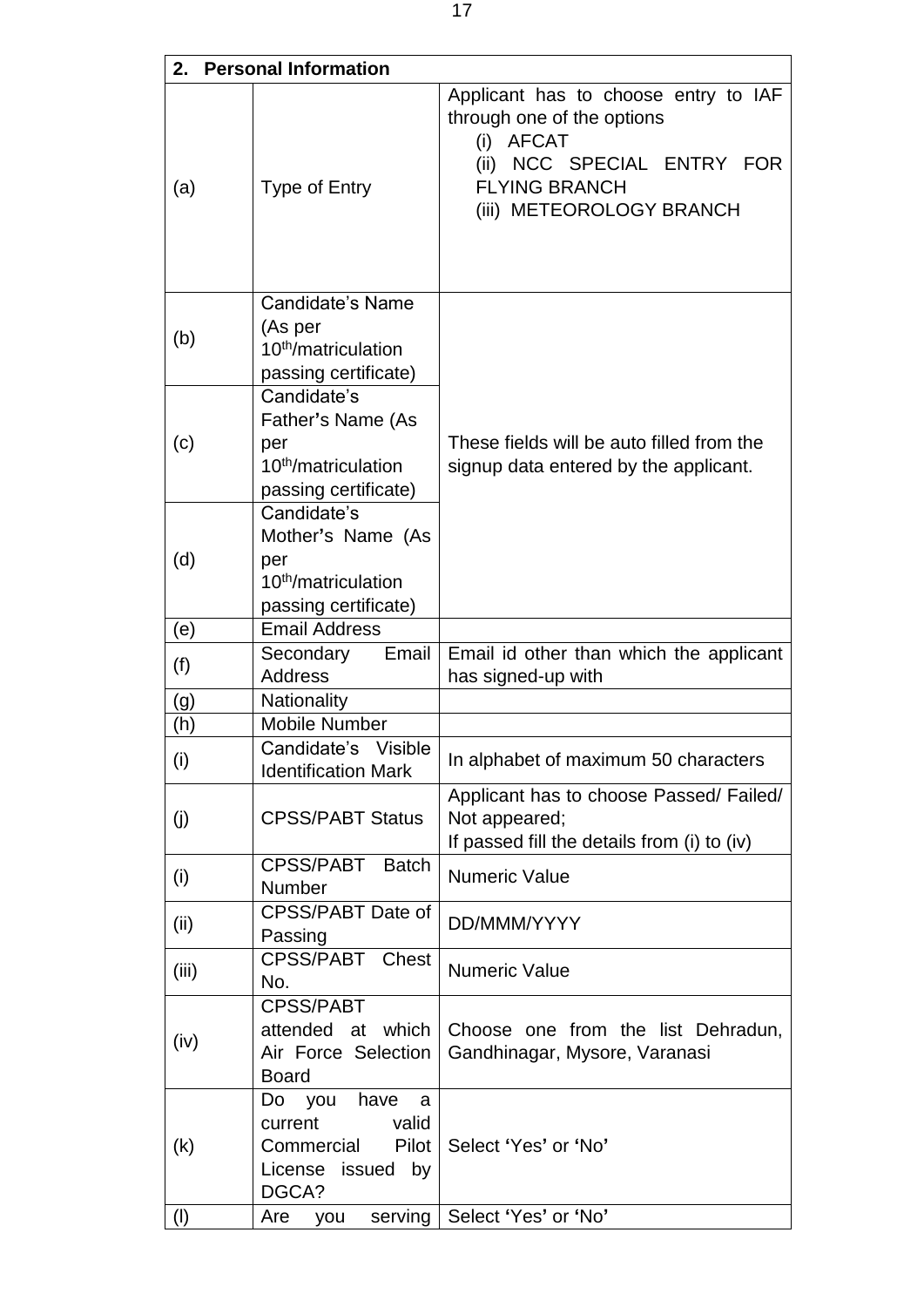| **2. Personal Information** | | |
|---|---|---|
| (a) | Type of Entry | Applicant has to choose entry to IAF through one of the options<br>(i) AFCAT<br>(ii) NCC SPECIAL ENTRY FOR FLYING BRANCH<br>(iii) METEOROLOGY BRANCH |
| (b) | Candidate's Name (As per 10th/matriculation passing certificate) | These fields will be auto filled from the signup data entered by the applicant. |
| (c) | Candidate's Father's Name (As per 10th/matriculation passing certificate) | |
| (d) | Candidate's Mother's Name (As per 10th/matriculation passing certificate) | |
| (e) | Email Address | |
| (f) | Secondary Email Address | Email id other than which the applicant has signed-up with |
| (g) | Nationality | |
| (h) | Mobile Number | |
| (i) | Candidate's Visible Identification Mark | In alphabet of maximum 50 characters |
| (j) | CPSS/PABT Status | Applicant has to choose Passed/ Failed/ Not appeared;<br>If passed fill the details from (i) to (iv) |
| (i) | CPSS/PABT Batch Number | Numeric Value |
| (ii) | CPSS/PABT Date of Passing | DD/MMM/YYYY |
| (iii) | CPSS/PABT Chest No. | Numeric Value |
| (iv) | CPSS/PABT attended at which Air Force Selection Board | Choose one from the list Dehradun, Gandhinagar, Mysore, Varanasi |
| (k) | Do you have a current valid Commercial Pilot License issued by DGCA? | Select 'Yes' or 'No' |
| (l) | Are you serving | Select 'Yes' or 'No' |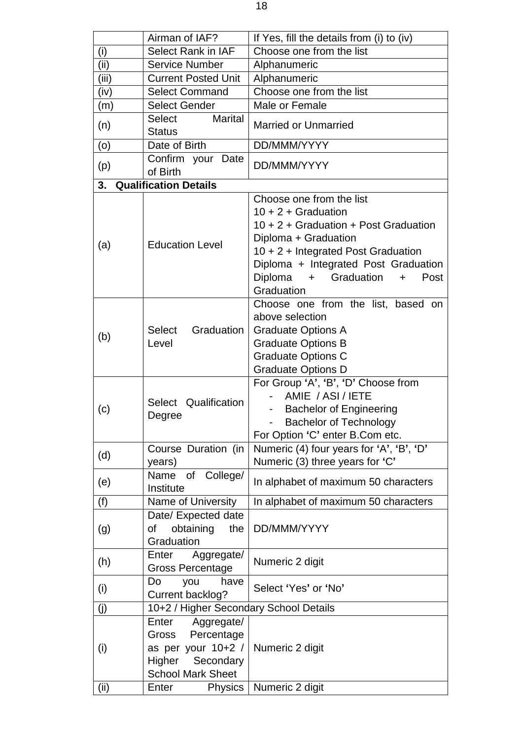| | | |
|---|---|---|
| | Airman of IAF? | If Yes, fill the details from (i) to (iv) |
| (i) | Select Rank in IAF | Choose one from the list |
| (ii) | Service Number | Alphanumeric |
| (iii) | Current Posted Unit | Alphanumeric |
| (iv) | Select Command | Choose one from the list |
| (m) | Select Gender | Male or Female |
| (n) | Select Marital Status | Married or Unmarried |
| (o) | Date of Birth | DD/MMM/YYYY |
| (p) | Confirm your Date of Birth | DD/MMM/YYYY |
| **3. Qualification Details** | | |
| (a) | Education Level | Choose one from the list<br>10 + 2 + Graduation<br>10 + 2 + Graduation + Post Graduation<br>Diploma + Graduation<br>10 + 2 + Integrated Post Graduation<br>Diploma + Integrated Post Graduation<br>Diploma + Graduation + Post Graduation |
| (b) | Select Graduation Level | Choose one from the list, based on above selection<br>Graduate Options A<br>Graduate Options B<br>Graduate Options C<br>Graduate Options D |
| (c) | Select Qualification Degree | For Group **'**A**'**, **'**B**'**, **'**D**'** Choose from<br>- AMIE / ASI / IETE<br>- Bachelor of Engineering<br>- Bachelor of Technology<br>For Option **'**C**'** enter B.Com etc. |
| (d) | Course Duration (in years) | Numeric (4) four years for **'**A**'**, **'**B**'**, **'**D**'**<br>Numeric (3) three years for **'**C**'** |
| (e) | Name of College/ Institute | In alphabet of maximum 50 characters |
| (f) | Name of University | In alphabet of maximum 50 characters |
| (g) | Date/ Expected date of obtaining the Graduation | DD/MMM/YYYY |
| (h) | Enter Aggregate/ Gross Percentage | Numeric 2 digit |
| (i) | Do you have Current backlog? | Select **'**Yes**'** or **'**No**'** |
| (j) | 10+2 / Higher Secondary School Details | |
| (i) | Enter Aggregate/ Gross Percentage as per your 10+2 / Higher Secondary School Mark Sheet | Numeric 2 digit |
| (ii) | Enter Physics | Numeric 2 digit |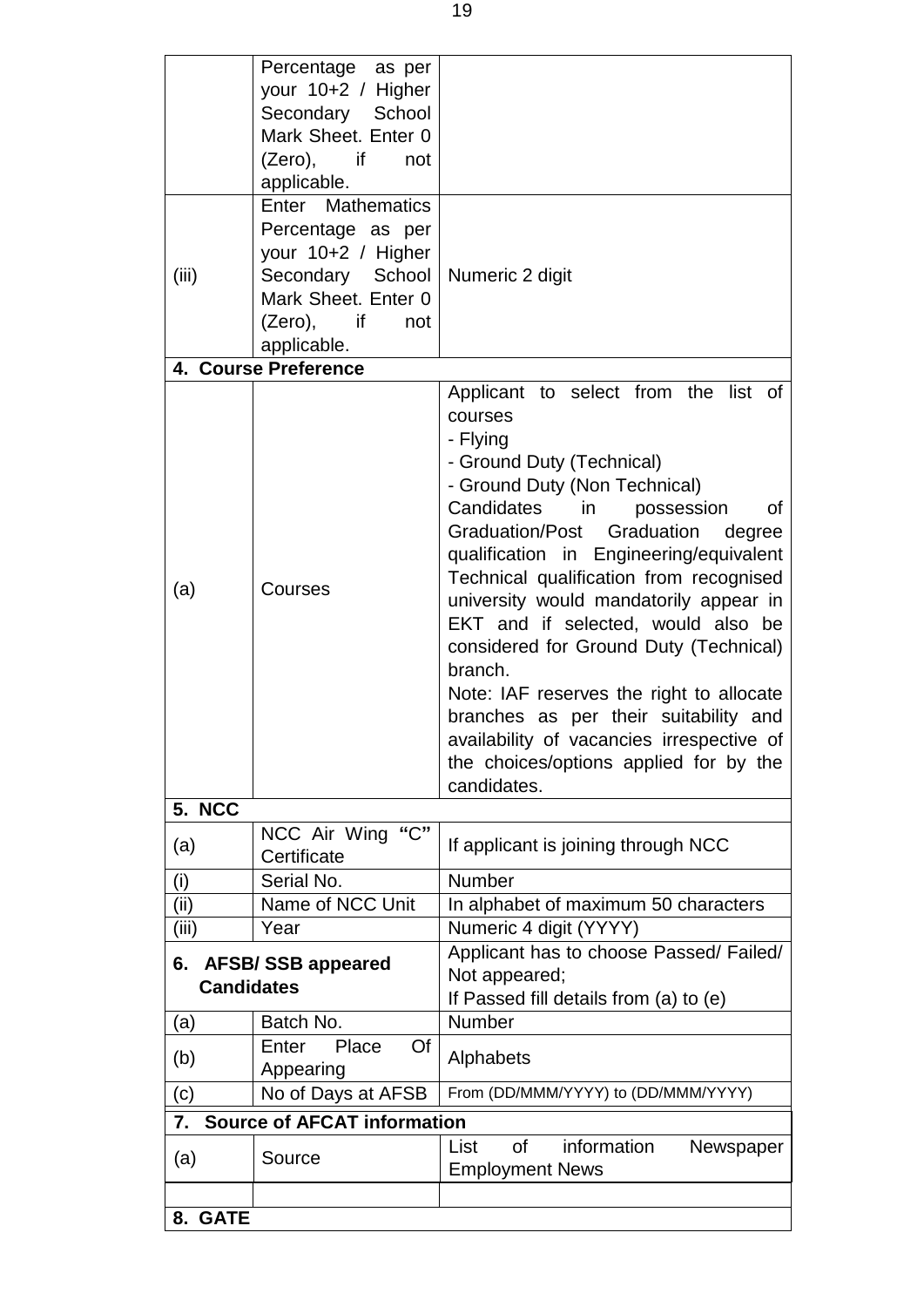| | | |
|---|---|---|
| | Percentage as per your 10+2 / Higher Secondary School Mark Sheet. Enter 0 (Zero), if not applicable. | |
| (iii) | Enter Mathematics Percentage as per your 10+2 / Higher Secondary School Mark Sheet. Enter 0 (Zero), if not applicable. | Numeric 2 digit |
| **4. Course Preference** | | |
| (a) | Courses | Applicant to select from the list of courses<br>- Flying<br>- Ground Duty (Technical)<br>- Ground Duty (Non Technical)<br>Candidates in possession of Graduation/Post Graduation degree qualification in Engineering/equivalent Technical qualification from recognised university would mandatorily appear in EKT and if selected, would also be considered for Ground Duty (Technical) branch.<br>Note: IAF reserves the right to allocate branches as per their suitability and availability of vacancies irrespective of the choices/options applied for by the candidates. |
| **5. NCC** | | |
| (a) | NCC Air Wing "C" Certificate | If applicant is joining through NCC |
| (i) | Serial No. | Number |
| (ii) | Name of NCC Unit | In alphabet of maximum 50 characters |
| (iii) | Year | Numeric 4 digit (YYYY) |
| **6. AFSB/ SSB appeared Candidates** | | Applicant has to choose Passed/ Failed/ Not appeared;<br>If Passed fill details from (a) to (e) |
| (a) | Batch No. | Number |
| (b) | Enter Place Of Appearing | Alphabets |
| (c) | No of Days at AFSB | From (DD/MMM/YYYY) to (DD/MMM/YYYY) |
| **7. Source of AFCAT information** | | |
| (a) | Source | List of information Newspaper Employment News |
| | | |
| **8. GATE** | | |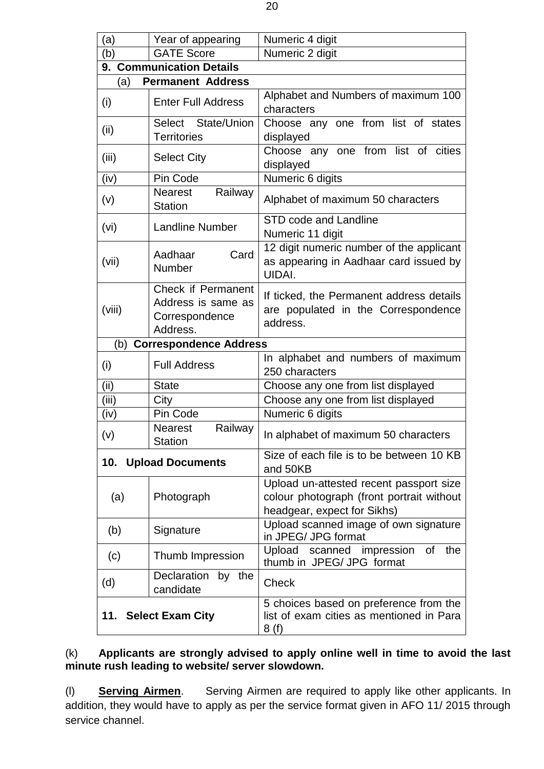| | | |
|---|---|---|
| (a) | Year of appearing | Numeric 4 digit |
| (b) | GATE Score | Numeric 2 digit |
| **9. Communication Details** | | |
| (a) **Permanent Address** | | |
| (i) | Enter Full Address | Alphabet and Numbers of maximum 100 characters |
| (ii) | Select State/Union Territories | Choose any one from list of states displayed |
| (iii) | Select City | Choose any one from list of cities displayed |
| (iv) | Pin Code | Numeric 6 digits |
| (v) | Nearest Railway Station | Alphabet of maximum 50 characters |
| (vi) | Landline Number | STD code and Landline Numeric 11 digit |
| (vii) | Aadhaar Card Number | 12 digit numeric number of the applicant as appearing in Aadhaar card issued by UIDAI. |
| (viii) | Check if Permanent Address is same as Correspondence Address. | If ticked, the Permanent address details are populated in the Correspondence address. |
| (b) **Correspondence Address** | | |
| (i) | Full Address | In alphabet and numbers of maximum 250 characters |
| (ii) | State | Choose any one from list displayed |
| (iii) | City | Choose any one from list displayed |
| (iv) | Pin Code | Numeric 6 digits |
| (v) | Nearest Railway Station | In alphabet of maximum 50 characters |
| **10. Upload Documents** | | Size of each file is to be between 10 KB and 50KB |
| (a) | Photograph | Upload un-attested recent passport size colour photograph (front portrait without headgear, expect for Sikhs) |
| (b) | Signature | Upload scanned image of own signature in JPEG/ JPG format |
| (c) | Thumb Impression | Upload scanned impression of the thumb in JPEG/ JPG format |
| (d) | Declaration by the candidate | Check |
| **11. Select Exam City** | | 5 choices based on preference from the list of exam cities as mentioned in Para 8 (f) |

(k) **Applicants are strongly advised to apply online well in time to avoid the last minute rush leading to website/ server slowdown.**

(l) **Serving Airmen**. Serving Airmen are required to apply like other applicants. In addition, they would have to apply as per the service format given in AFO 11/ 2015 through service channel.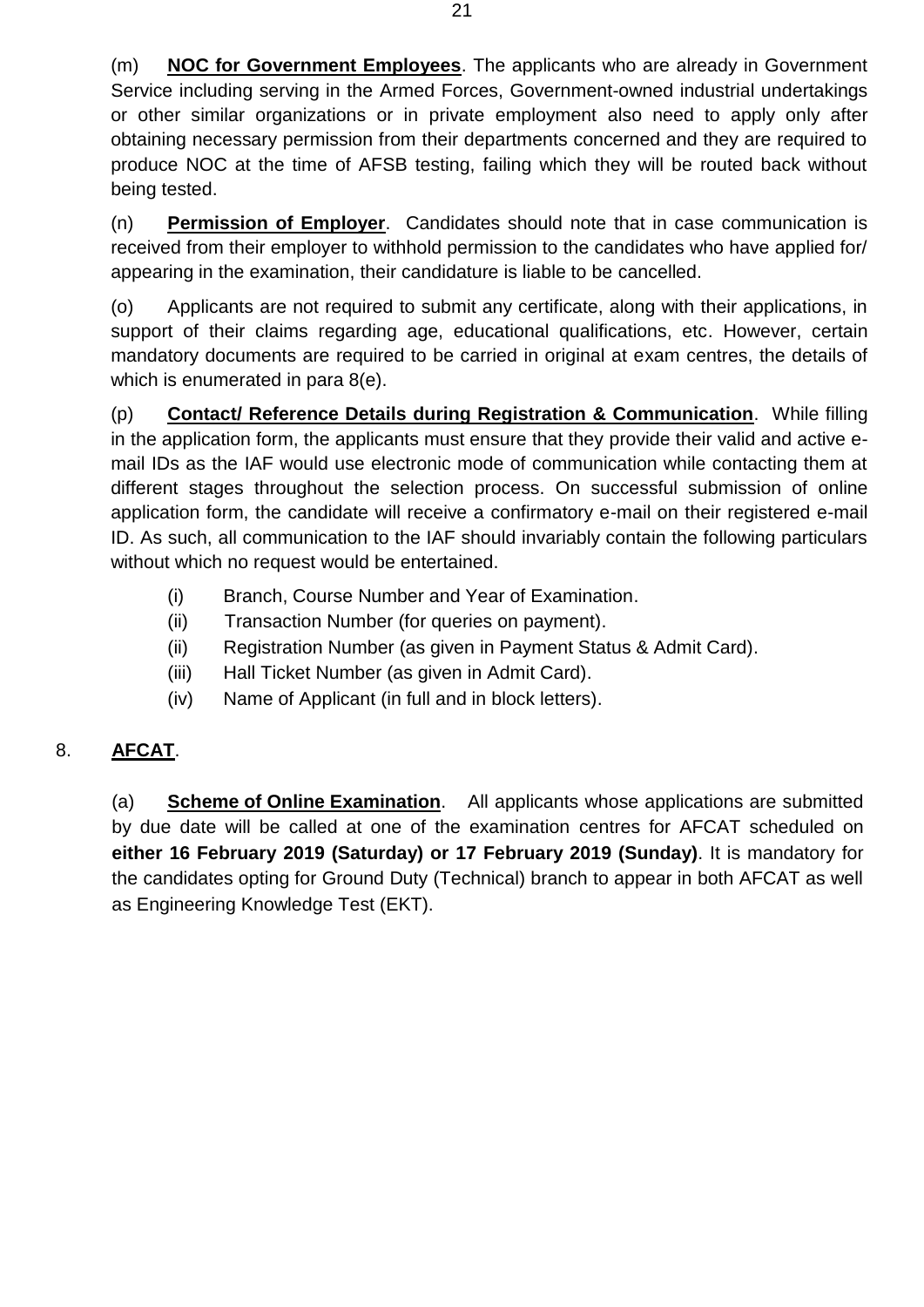(m) **NOC for Government Employees**. The applicants who are already in Government Service including serving in the Armed Forces, Government-owned industrial undertakings or other similar organizations or in private employment also need to apply only after obtaining necessary permission from their departments concerned and they are required to produce NOC at the time of AFSB testing, failing which they will be routed back without being tested.

(n) **Permission of Employer**. Candidates should note that in case communication is received from their employer to withhold permission to the candidates who have applied for/ appearing in the examination, their candidature is liable to be cancelled.

(o) Applicants are not required to submit any certificate, along with their applications, in support of their claims regarding age, educational qualifications, etc. However, certain mandatory documents are required to be carried in original at exam centres, the details of which is enumerated in para 8(e).

(p) **Contact/ Reference Details during Registration & Communication**. While filling in the application form, the applicants must ensure that they provide their valid and active e-mail IDs as the IAF would use electronic mode of communication while contacting them at different stages throughout the selection process. On successful submission of online application form, the candidate will receive a confirmatory e-mail on their registered e-mail ID. As such, all communication to the IAF should invariably contain the following particulars without which no request would be entertained.

(i) Branch, Course Number and Year of Examination.

(ii) Transaction Number (for queries on payment).

(ii) Registration Number (as given in Payment Status & Admit Card).

(iii) Hall Ticket Number (as given in Admit Card).

(iv) Name of Applicant (in full and in block letters).

8. **AFCAT**.

(a) **Scheme of Online Examination**. All applicants whose applications are submitted by due date will be called at one of the examination centres for AFCAT scheduled on **either 16 February 2019 (Saturday) or 17 February 2019 (Sunday)**. It is mandatory for the candidates opting for Ground Duty (Technical) branch to appear in both AFCAT as well as Engineering Knowledge Test (EKT).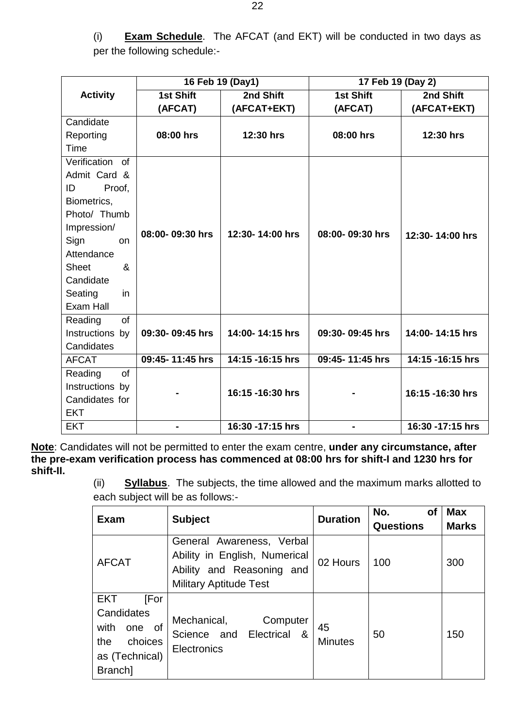(i) **Exam Schedule**. The AFCAT (and EKT) will be conducted in two days as per the following schedule:-

| Activity | 16 Feb 19 (Day1) | | 17 Feb 19 (Day 2) | |
|---|---|---|---|---|
| | **1st Shift (AFCAT)** | **2nd Shift (AFCAT+EKT)** | **1st Shift (AFCAT)** | **2nd Shift (AFCAT+EKT)** |
| Candidate Reporting Time | **08:00 hrs** | **12:30 hrs** | **08:00 hrs** | **12:30 hrs** |
| Verification of Admit Card & ID Proof, Biometrics, Photo/ Thumb Impression/ Sign on Attendance Sheet & Candidate Seating in Exam Hall | **08:00- 09:30 hrs** | **12:30- 14:00 hrs** | **08:00- 09:30 hrs** | **12:30- 14:00 hrs** |
| Reading of Instructions by Candidates | **09:30- 09:45 hrs** | **14:00- 14:15 hrs** | **09:30- 09:45 hrs** | **14:00- 14:15 hrs** |
| AFCAT | **09:45- 11:45 hrs** | **14:15 -16:15 hrs** | **09:45- 11:45 hrs** | **14:15 -16:15 hrs** |
| Reading of Instructions by Candidates for EKT | **-** | **16:15 -16:30 hrs** | **-** | **16:15 -16:30 hrs** |
| EKT | **-** | **16:30 -17:15 hrs** | **-** | **16:30 -17:15 hrs** |

**Note**: Candidates will not be permitted to enter the exam centre, **under any circumstance, after the pre-exam verification process has commenced at 08:00 hrs for shift-I and 1230 hrs for shift-II.**

(ii) **Syllabus**. The subjects, the time allowed and the maximum marks allotted to each subject will be as follows:-

| Exam | Subject | Duration | No. of Questions | Max Marks |
|---|---|---|---|---|
| AFCAT | General Awareness, Verbal Ability in English, Numerical Ability and Reasoning and Military Aptitude Test | 02 Hours | 100 | 300 |
| EKT [For Candidates with one of the choices as (Technical) Branch] | Mechanical, Computer Science and Electrical & Electronics | 45 Minutes | 50 | 150 |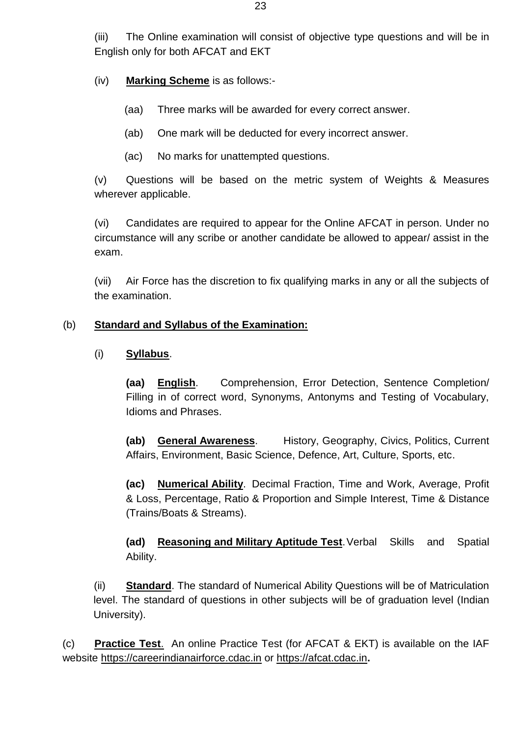(iii) The Online examination will consist of objective type questions and will be in English only for both AFCAT and EKT

(iv) **Marking Scheme** is as follows:-

(aa) Three marks will be awarded for every correct answer.

(ab) One mark will be deducted for every incorrect answer.

(ac) No marks for unattempted questions.

(v) Questions will be based on the metric system of Weights & Measures wherever applicable.

(vi) Candidates are required to appear for the Online AFCAT in person. Under no circumstance will any scribe or another candidate be allowed to appear/ assist in the exam.

(vii) Air Force has the discretion to fix qualifying marks in any or all the subjects of the examination.

(b) **Standard and Syllabus of the Examination:**

(i) **Syllabus**.

**(aa) English**. Comprehension, Error Detection, Sentence Completion/ Filling in of correct word, Synonyms, Antonyms and Testing of Vocabulary, Idioms and Phrases.

**(ab) General Awareness**. History, Geography, Civics, Politics, Current Affairs, Environment, Basic Science, Defence, Art, Culture, Sports, etc.

**(ac) Numerical Ability**. Decimal Fraction, Time and Work, Average, Profit & Loss, Percentage, Ratio & Proportion and Simple Interest, Time & Distance (Trains/Boats & Streams).

**(ad) Reasoning and Military Aptitude Test**. Verbal Skills and Spatial Ability.

(ii) **Standard**. The standard of Numerical Ability Questions will be of Matriculation level. The standard of questions in other subjects will be of graduation level (Indian University).

(c) **Practice Test**. An online Practice Test (for AFCAT & EKT) is available on the IAF website https://careerindianairforce.cdac.in or https://afcat.cdac.in**.**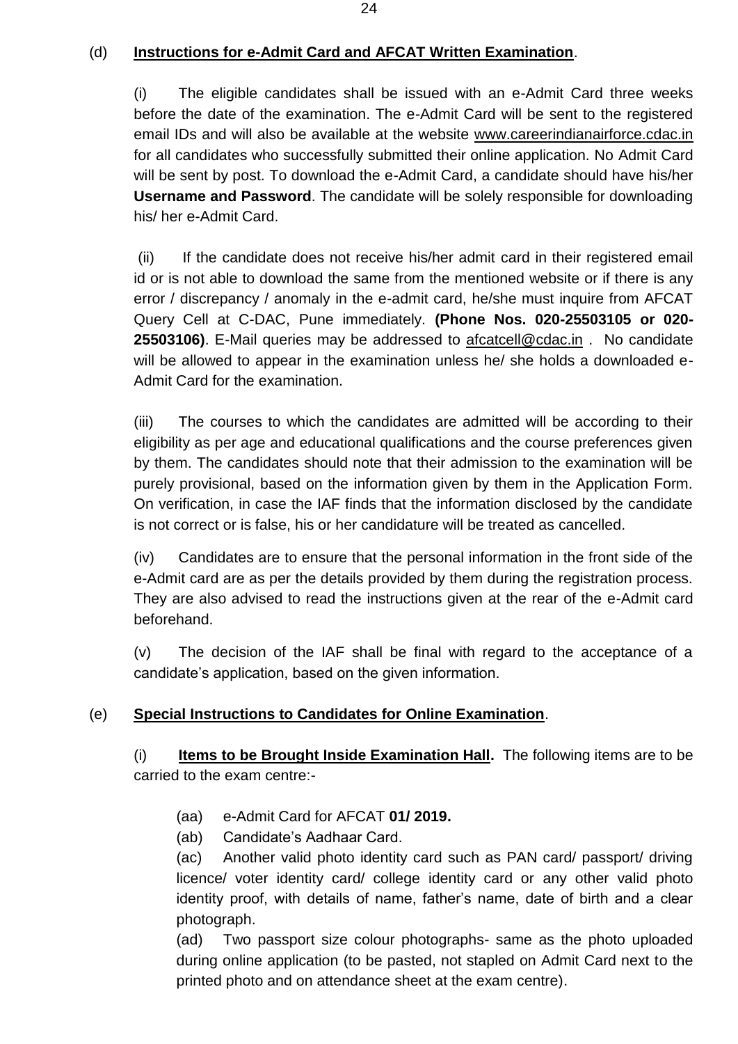(d) **Instructions for e-Admit Card and AFCAT Written Examination**.

(i) The eligible candidates shall be issued with an e-Admit Card three weeks before the date of the examination. The e-Admit Card will be sent to the registered email IDs and will also be available at the website www.careerindianairforce.cdac.in for all candidates who successfully submitted their online application. No Admit Card will be sent by post. To download the e-Admit Card, a candidate should have his/her **Username and Password**. The candidate will be solely responsible for downloading his/ her e-Admit Card.

(ii) If the candidate does not receive his/her admit card in their registered email id or is not able to download the same from the mentioned website or if there is any error / discrepancy / anomaly in the e-admit card, he/she must inquire from AFCAT Query Cell at C-DAC, Pune immediately. **(Phone Nos. 020-25503105 or 020-25503106)**. E-Mail queries may be addressed to afcatcell@cdac.in . No candidate will be allowed to appear in the examination unless he/ she holds a downloaded e-Admit Card for the examination.

(iii) The courses to which the candidates are admitted will be according to their eligibility as per age and educational qualifications and the course preferences given by them. The candidates should note that their admission to the examination will be purely provisional, based on the information given by them in the Application Form. On verification, in case the IAF finds that the information disclosed by the candidate is not correct or is false, his or her candidature will be treated as cancelled.

(iv) Candidates are to ensure that the personal information in the front side of the e-Admit card are as per the details provided by them during the registration process. They are also advised to read the instructions given at the rear of the e-Admit card beforehand.

(v) The decision of the IAF shall be final with regard to the acceptance of a candidate's application, based on the given information.

(e) **Special Instructions to Candidates for Online Examination**.

(i) **Items to be Brought Inside Examination Hall.** The following items are to be carried to the exam centre:-

(aa) e-Admit Card for AFCAT **01/ 2019.**

(ab) Candidate's Aadhaar Card.

(ac) Another valid photo identity card such as PAN card/ passport/ driving licence/ voter identity card/ college identity card or any other valid photo identity proof, with details of name, father's name, date of birth and a clear photograph.

(ad) Two passport size colour photographs- same as the photo uploaded during online application (to be pasted, not stapled on Admit Card next to the printed photo and on attendance sheet at the exam centre).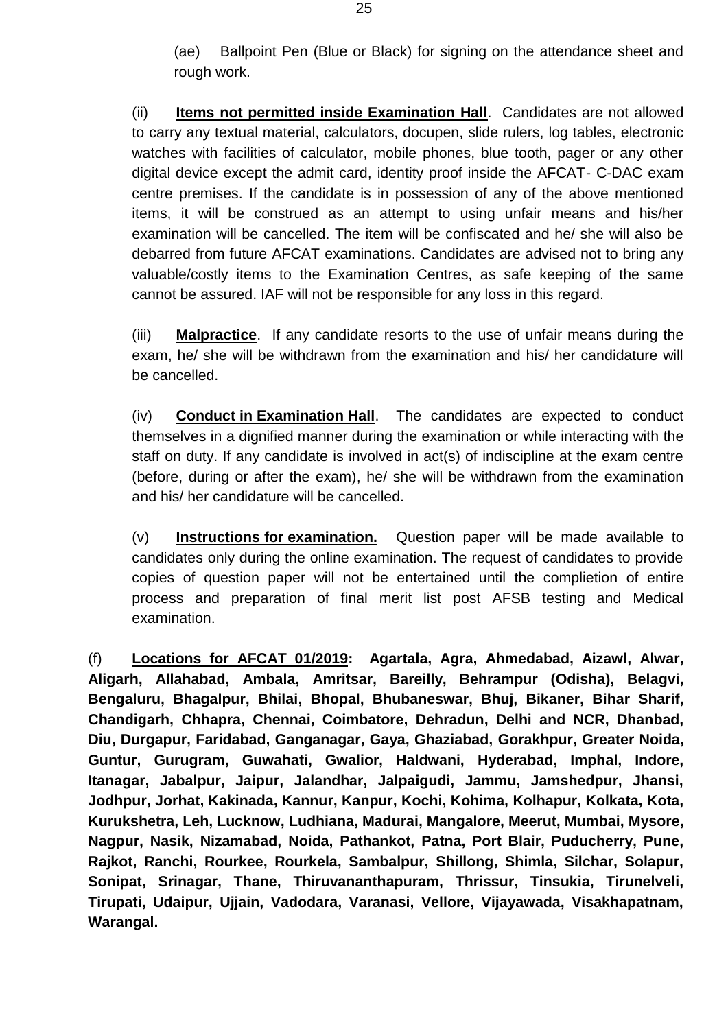(ae) Ballpoint Pen (Blue or Black) for signing on the attendance sheet and rough work.

(ii) **Items not permitted inside Examination Hall**. Candidates are not allowed to carry any textual material, calculators, docupen, slide rulers, log tables, electronic watches with facilities of calculator, mobile phones, blue tooth, pager or any other digital device except the admit card, identity proof inside the AFCAT- C-DAC exam centre premises. If the candidate is in possession of any of the above mentioned items, it will be construed as an attempt to using unfair means and his/her examination will be cancelled. The item will be confiscated and he/ she will also be debarred from future AFCAT examinations. Candidates are advised not to bring any valuable/costly items to the Examination Centres, as safe keeping of the same cannot be assured. IAF will not be responsible for any loss in this regard.

(iii) **Malpractice**. If any candidate resorts to the use of unfair means during the exam, he/ she will be withdrawn from the examination and his/ her candidature will be cancelled.

(iv) **Conduct in Examination Hall**. The candidates are expected to conduct themselves in a dignified manner during the examination or while interacting with the staff on duty. If any candidate is involved in act(s) of indiscipline at the exam centre (before, during or after the exam), he/ she will be withdrawn from the examination and his/ her candidature will be cancelled.

(v) **Instructions for examination.** Question paper will be made available to candidates only during the online examination. The request of candidates to provide copies of question paper will not be entertained until the complietion of entire process and preparation of final merit list post AFSB testing and Medical examination.

(f) **Locations for AFCAT 01/2019: Agartala, Agra, Ahmedabad, Aizawl, Alwar, Aligarh, Allahabad, Ambala, Amritsar, Bareilly, Behrampur (Odisha), Belagvi, Bengaluru, Bhagalpur, Bhilai, Bhopal, Bhubaneswar, Bhuj, Bikaner, Bihar Sharif, Chandigarh, Chhapra, Chennai, Coimbatore, Dehradun, Delhi and NCR, Dhanbad, Diu, Durgapur, Faridabad, Ganganagar, Gaya, Ghaziabad, Gorakhpur, Greater Noida, Guntur, Gurugram, Guwahati, Gwalior, Haldwani, Hyderabad, Imphal, Indore, Itanagar, Jabalpur, Jaipur, Jalandhar, Jalpaigudi, Jammu, Jamshedpur, Jhansi, Jodhpur, Jorhat, Kakinada, Kannur, Kanpur, Kochi, Kohima, Kolhapur, Kolkata, Kota, Kurukshetra, Leh, Lucknow, Ludhiana, Madurai, Mangalore, Meerut, Mumbai, Mysore, Nagpur, Nasik, Nizamabad, Noida, Pathankot, Patna, Port Blair, Puducherry, Pune, Rajkot, Ranchi, Rourkee, Rourkela, Sambalpur, Shillong, Shimla, Silchar, Solapur, Sonipat, Srinagar, Thane, Thiruvananthapuram, Thrissur, Tinsukia, Tirunelveli, Tirupati, Udaipur, Ujjain, Vadodara, Varanasi, Vellore, Vijayawada, Visakhapatnam, Warangal.**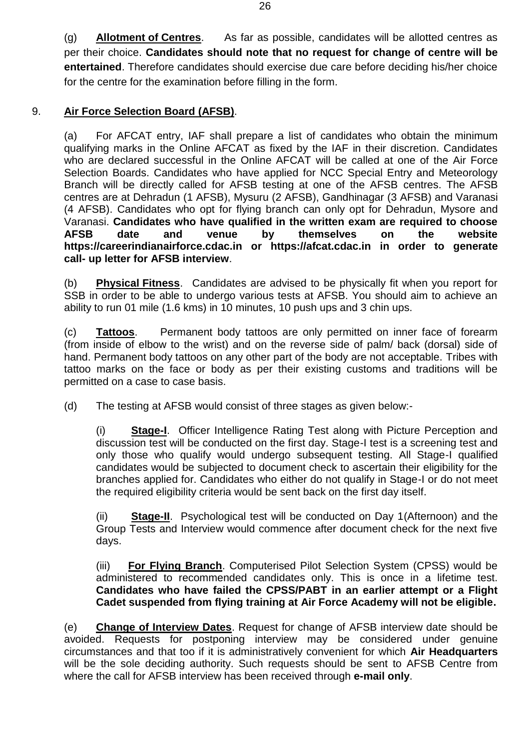(g) **Allotment of Centres**. As far as possible, candidates will be allotted centres as per their choice. **Candidates should note that no request for change of centre will be entertained**. Therefore candidates should exercise due care before deciding his/her choice for the centre for the examination before filling in the form.

9. **Air Force Selection Board (AFSB)**.

(a) For AFCAT entry, IAF shall prepare a list of candidates who obtain the minimum qualifying marks in the Online AFCAT as fixed by the IAF in their discretion. Candidates who are declared successful in the Online AFCAT will be called at one of the Air Force Selection Boards. Candidates who have applied for NCC Special Entry and Meteorology Branch will be directly called for AFSB testing at one of the AFSB centres. The AFSB centres are at Dehradun (1 AFSB), Mysuru (2 AFSB), Gandhinagar (3 AFSB) and Varanasi (4 AFSB). Candidates who opt for flying branch can only opt for Dehradun, Mysore and Varanasi. **Candidates who have qualified in the written exam are required to choose AFSB date and venue by themselves on the website https://careerindianairforce.cdac.in or https://afcat.cdac.in in order to generate call- up letter for AFSB interview**.

(b) **Physical Fitness**. Candidates are advised to be physically fit when you report for SSB in order to be able to undergo various tests at AFSB. You should aim to achieve an ability to run 01 mile (1.6 kms) in 10 minutes, 10 push ups and 3 chin ups.

(c) **Tattoos**. Permanent body tattoos are only permitted on inner face of forearm (from inside of elbow to the wrist) and on the reverse side of palm/ back (dorsal) side of hand. Permanent body tattoos on any other part of the body are not acceptable. Tribes with tattoo marks on the face or body as per their existing customs and traditions will be permitted on a case to case basis.

(d) The testing at AFSB would consist of three stages as given below:-

(i) **Stage-I**. Officer Intelligence Rating Test along with Picture Perception and discussion test will be conducted on the first day. Stage-I test is a screening test and only those who qualify would undergo subsequent testing. All Stage-I qualified candidates would be subjected to document check to ascertain their eligibility for the branches applied for. Candidates who either do not qualify in Stage-I or do not meet the required eligibility criteria would be sent back on the first day itself.

(ii) **Stage-II**. Psychological test will be conducted on Day 1(Afternoon) and the Group Tests and Interview would commence after document check for the next five days.

(iii) **For Flying Branch**. Computerised Pilot Selection System (CPSS) would be administered to recommended candidates only. This is once in a lifetime test. **Candidates who have failed the CPSS/PABT in an earlier attempt or a Flight Cadet suspended from flying training at Air Force Academy will not be eligible.**

(e) **Change of Interview Dates**. Request for change of AFSB interview date should be avoided. Requests for postponing interview may be considered under genuine circumstances and that too if it is administratively convenient for which **Air Headquarters** will be the sole deciding authority. Such requests should be sent to AFSB Centre from where the call for AFSB interview has been received through **e-mail only**.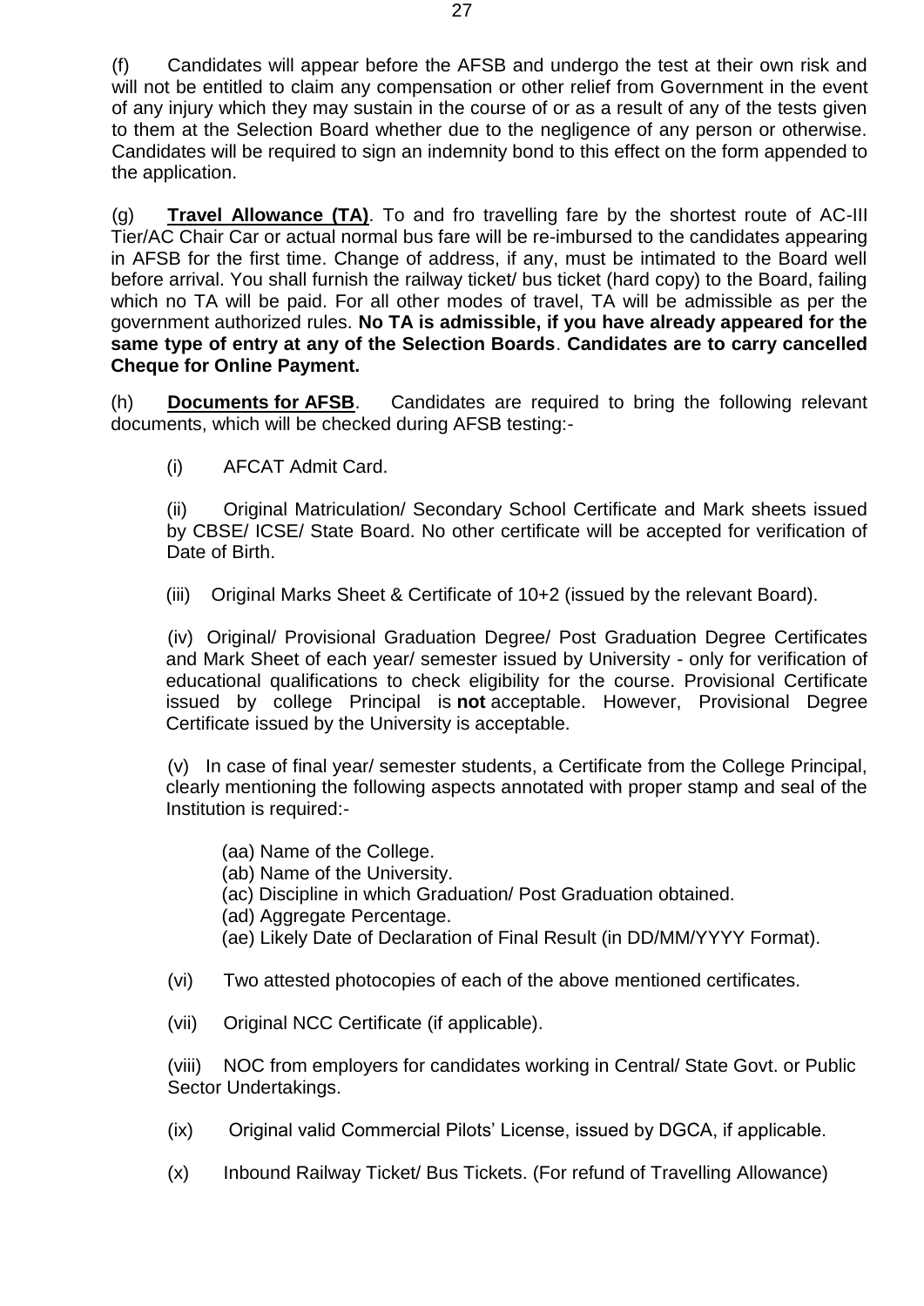(f) Candidates will appear before the AFSB and undergo the test at their own risk and will not be entitled to claim any compensation or other relief from Government in the event of any injury which they may sustain in the course of or as a result of any of the tests given to them at the Selection Board whether due to the negligence of any person or otherwise. Candidates will be required to sign an indemnity bond to this effect on the form appended to the application.

(g) **Travel Allowance (TA)**. To and fro travelling fare by the shortest route of AC-III Tier/AC Chair Car or actual normal bus fare will be re-imbursed to the candidates appearing in AFSB for the first time. Change of address, if any, must be intimated to the Board well before arrival. You shall furnish the railway ticket/ bus ticket (hard copy) to the Board, failing which no TA will be paid. For all other modes of travel, TA will be admissible as per the government authorized rules. **No TA is admissible, if you have already appeared for the same type of entry at any of the Selection Boards**. **Candidates are to carry cancelled Cheque for Online Payment.**

(h) **Documents for AFSB**. Candidates are required to bring the following relevant documents, which will be checked during AFSB testing:-

(i) AFCAT Admit Card.

(ii) Original Matriculation/ Secondary School Certificate and Mark sheets issued by CBSE/ ICSE/ State Board. No other certificate will be accepted for verification of Date of Birth.

(iii) Original Marks Sheet & Certificate of 10+2 (issued by the relevant Board).

(iv) Original/ Provisional Graduation Degree/ Post Graduation Degree Certificates and Mark Sheet of each year/ semester issued by University - only for verification of educational qualifications to check eligibility for the course. Provisional Certificate issued by college Principal is **not** acceptable. However, Provisional Degree Certificate issued by the University is acceptable.

(v) In case of final year/ semester students, a Certificate from the College Principal, clearly mentioning the following aspects annotated with proper stamp and seal of the Institution is required:-

(aa) Name of the College.
(ab) Name of the University.
(ac) Discipline in which Graduation/ Post Graduation obtained.
(ad) Aggregate Percentage.
(ae) Likely Date of Declaration of Final Result (in DD/MM/YYYY Format).

(vi) Two attested photocopies of each of the above mentioned certificates.

(vii) Original NCC Certificate (if applicable).

(viii) NOC from employers for candidates working in Central/ State Govt. or Public Sector Undertakings.

(ix) Original valid Commercial Pilots' License, issued by DGCA, if applicable.

(x) Inbound Railway Ticket/ Bus Tickets. (For refund of Travelling Allowance)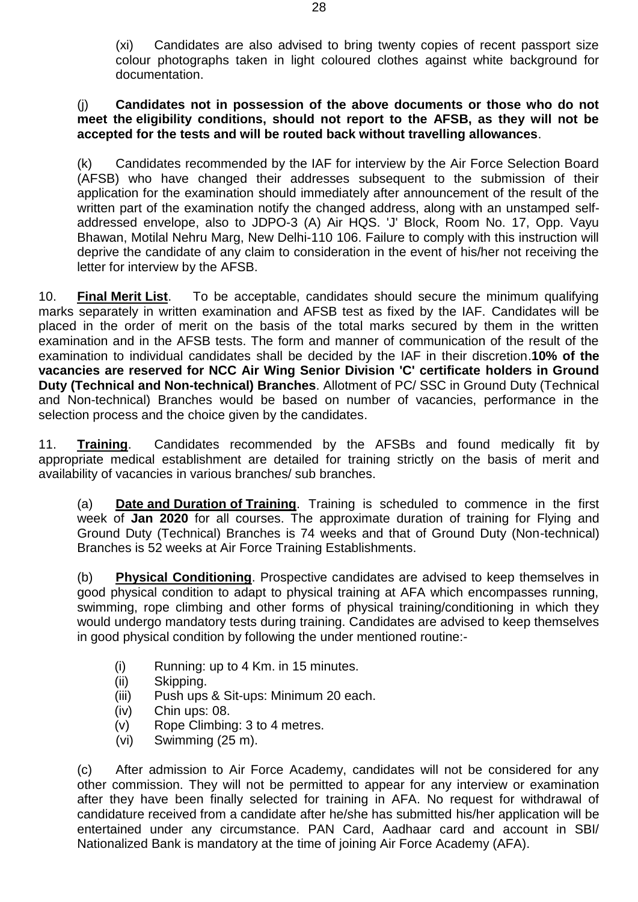(xi) Candidates are also advised to bring twenty copies of recent passport size colour photographs taken in light coloured clothes against white background for documentation.

(j) **Candidates not in possession of the above documents or those who do not meet the eligibility conditions, should not report to the AFSB, as they will not be accepted for the tests and will be routed back without travelling allowances**.

(k) Candidates recommended by the IAF for interview by the Air Force Selection Board (AFSB) who have changed their addresses subsequent to the submission of their application for the examination should immediately after announcement of the result of the written part of the examination notify the changed address, along with an unstamped self-addressed envelope, also to JDPO-3 (A) Air HQS. 'J' Block, Room No. 17, Opp. Vayu Bhawan, Motilal Nehru Marg, New Delhi-110 106. Failure to comply with this instruction will deprive the candidate of any claim to consideration in the event of his/her not receiving the letter for interview by the AFSB.

10. **Final Merit List**. To be acceptable, candidates should secure the minimum qualifying marks separately in written examination and AFSB test as fixed by the IAF. Candidates will be placed in the order of merit on the basis of the total marks secured by them in the written examination and in the AFSB tests. The form and manner of communication of the result of the examination to individual candidates shall be decided by the IAF in their discretion.**10% of the vacancies are reserved for NCC Air Wing Senior Division 'C' certificate holders in Ground Duty (Technical and Non-technical) Branches**. Allotment of PC/ SSC in Ground Duty (Technical and Non-technical) Branches would be based on number of vacancies, performance in the selection process and the choice given by the candidates.

11. **Training**. Candidates recommended by the AFSBs and found medically fit by appropriate medical establishment are detailed for training strictly on the basis of merit and availability of vacancies in various branches/ sub branches.

(a) **Date and Duration of Training**. Training is scheduled to commence in the first week of **Jan 2020** for all courses. The approximate duration of training for Flying and Ground Duty (Technical) Branches is 74 weeks and that of Ground Duty (Non-technical) Branches is 52 weeks at Air Force Training Establishments.

(b) **Physical Conditioning**. Prospective candidates are advised to keep themselves in good physical condition to adapt to physical training at AFA which encompasses running, swimming, rope climbing and other forms of physical training/conditioning in which they would undergo mandatory tests during training. Candidates are advised to keep themselves in good physical condition by following the under mentioned routine:-

(i) Running: up to 4 Km. in 15 minutes.
(ii) Skipping.
(iii) Push ups & Sit-ups: Minimum 20 each.
(iv) Chin ups: 08.
(v) Rope Climbing: 3 to 4 metres.
(vi) Swimming (25 m).

(c) After admission to Air Force Academy, candidates will not be considered for any other commission. They will not be permitted to appear for any interview or examination after they have been finally selected for training in AFA. No request for withdrawal of candidature received from a candidate after he/she has submitted his/her application will be entertained under any circumstance. PAN Card, Aadhaar card and account in SBI/ Nationalized Bank is mandatory at the time of joining Air Force Academy (AFA).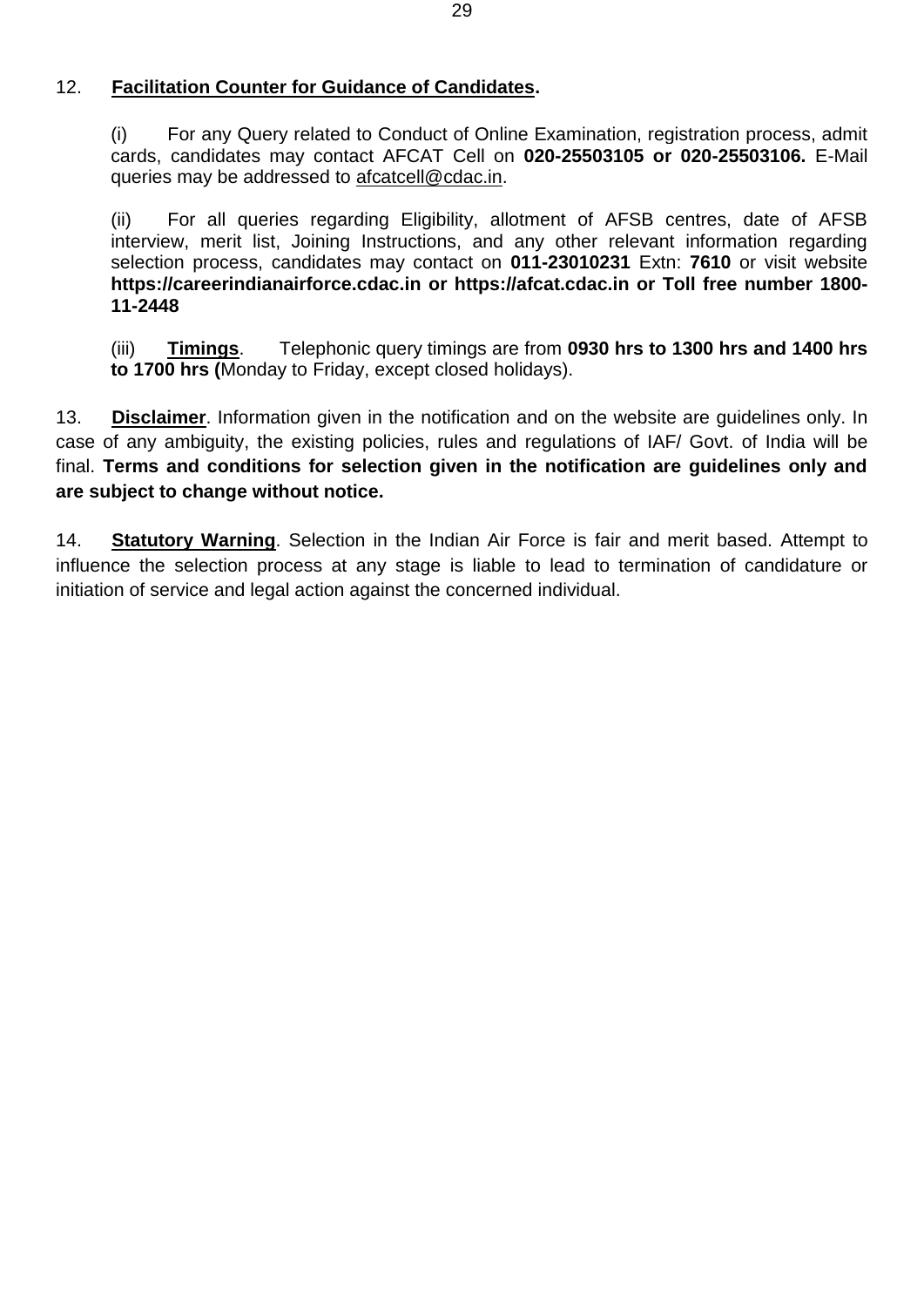12. **Facilitation Counter for Guidance of Candidates.**

(i) For any Query related to Conduct of Online Examination, registration process, admit cards, candidates may contact AFCAT Cell on **020-25503105 or 020-25503106.** E-Mail queries may be addressed to afcatcell@cdac.in.

(ii) For all queries regarding Eligibility, allotment of AFSB centres, date of AFSB interview, merit list, Joining Instructions, and any other relevant information regarding selection process, candidates may contact on **011-23010231** Extn: **7610** or visit website **https://careerindianairforce.cdac.in or https://afcat.cdac.in or Toll free number 1800-11-2448**

(iii) **Timings**. Telephonic query timings are from **0930 hrs to 1300 hrs and 1400 hrs to 1700 hrs (**Monday to Friday, except closed holidays).

13. **Disclaimer**. Information given in the notification and on the website are guidelines only. In case of any ambiguity, the existing policies, rules and regulations of IAF/ Govt. of India will be final. **Terms and conditions for selection given in the notification are guidelines only and are subject to change without notice.**

14. **Statutory Warning**. Selection in the Indian Air Force is fair and merit based. Attempt to influence the selection process at any stage is liable to lead to termination of candidature or initiation of service and legal action against the concerned individual.